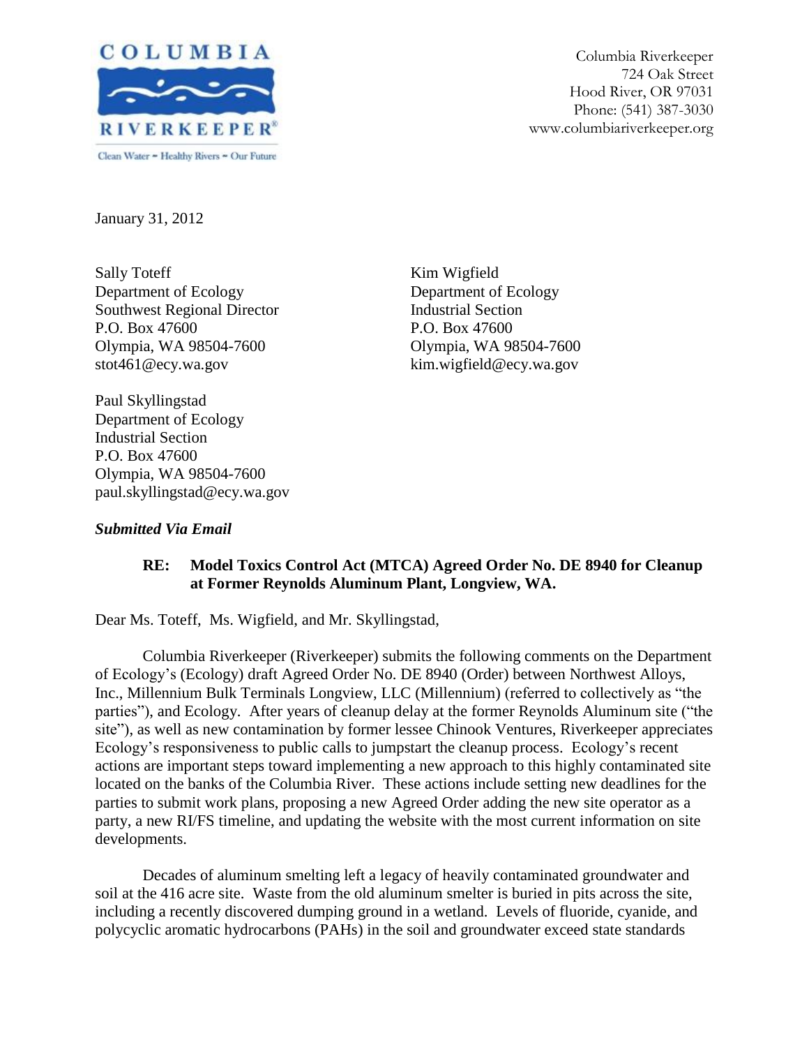COLUMBIA RIVERKEEPER®

Clean Water ~ Healthy Rivers ~ Our Future

Columbia Riverkeeper
724 Oak Street
Hood River, OR 97031
Phone: (541) 387-3030
www.columbiariverkeeper.org

January 31, 2012

Sally Toteff
Department of Ecology
Southwest Regional Director
P.O. Box 47600
Olympia, WA 98504-7600
stot461@ecy.wa.gov

Kim Wigfield
Department of Ecology
Industrial Section
P.O. Box 47600
Olympia, WA 98504-7600
kim.wigfield@ecy.wa.gov

Paul Skyllingstad
Department of Ecology
Industrial Section
P.O. Box 47600
Olympia, WA 98504-7600
paul.skyllingstad@ecy.wa.gov

***Submitted Via Email***

**RE: Model Toxics Control Act (MTCA) Agreed Order No. DE 8940 for Cleanup at Former Reynolds Aluminum Plant, Longview, WA.**

Dear Ms. Toteff, Ms. Wigfield, and Mr. Skyllingstad,

Columbia Riverkeeper (Riverkeeper) submits the following comments on the Department of Ecology's (Ecology) draft Agreed Order No. DE 8940 (Order) between Northwest Alloys, Inc., Millennium Bulk Terminals Longview, LLC (Millennium) (referred to collectively as "the parties"), and Ecology. After years of cleanup delay at the former Reynolds Aluminum site ("the site"), as well as new contamination by former lessee Chinook Ventures, Riverkeeper appreciates Ecology's responsiveness to public calls to jumpstart the cleanup process. Ecology's recent actions are important steps toward implementing a new approach to this highly contaminated site located on the banks of the Columbia River. These actions include setting new deadlines for the parties to submit work plans, proposing a new Agreed Order adding the new site operator as a party, a new RI/FS timeline, and updating the website with the most current information on site developments.

Decades of aluminum smelting left a legacy of heavily contaminated groundwater and soil at the 416 acre site. Waste from the old aluminum smelter is buried in pits across the site, including a recently discovered dumping ground in a wetland. Levels of fluoride, cyanide, and polycyclic aromatic hydrocarbons (PAHs) in the soil and groundwater exceed state standards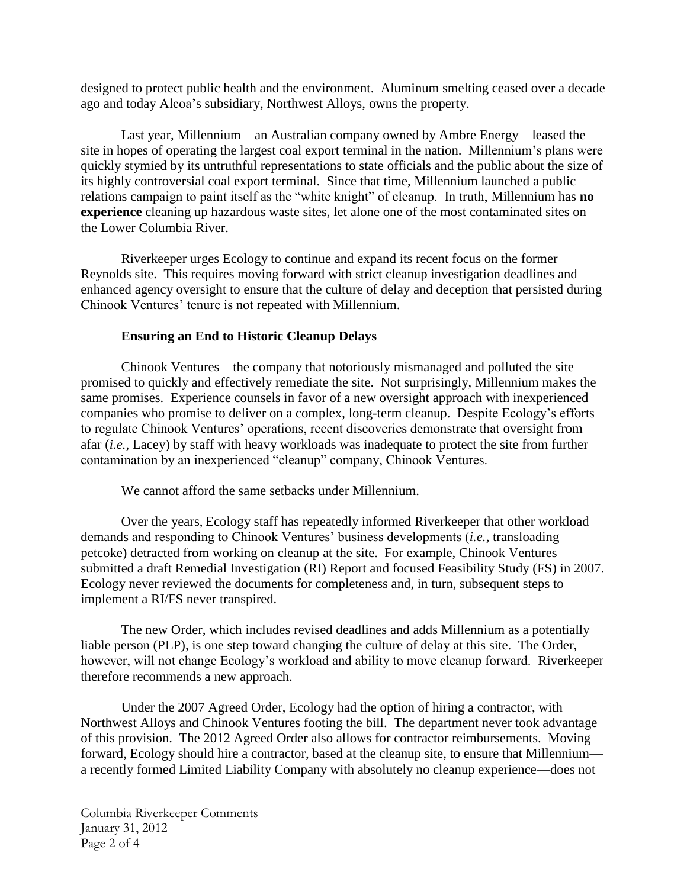designed to protect public health and the environment. Aluminum smelting ceased over a decade ago and today Alcoa's subsidiary, Northwest Alloys, owns the property.

Last year, Millennium—an Australian company owned by Ambre Energy—leased the site in hopes of operating the largest coal export terminal in the nation. Millennium's plans were quickly stymied by its untruthful representations to state officials and the public about the size of its highly controversial coal export terminal. Since that time, Millennium launched a public relations campaign to paint itself as the "white knight" of cleanup. In truth, Millennium has **no experience** cleaning up hazardous waste sites, let alone one of the most contaminated sites on the Lower Columbia River.

Riverkeeper urges Ecology to continue and expand its recent focus on the former Reynolds site. This requires moving forward with strict cleanup investigation deadlines and enhanced agency oversight to ensure that the culture of delay and deception that persisted during Chinook Ventures' tenure is not repeated with Millennium.

**Ensuring an End to Historic Cleanup Delays**

Chinook Ventures—the company that notoriously mismanaged and polluted the site—promised to quickly and effectively remediate the site. Not surprisingly, Millennium makes the same promises. Experience counsels in favor of a new oversight approach with inexperienced companies who promise to deliver on a complex, long-term cleanup. Despite Ecology's efforts to regulate Chinook Ventures' operations, recent discoveries demonstrate that oversight from afar (*i.e.,* Lacey) by staff with heavy workloads was inadequate to protect the site from further contamination by an inexperienced "cleanup" company, Chinook Ventures.

We cannot afford the same setbacks under Millennium.

Over the years, Ecology staff has repeatedly informed Riverkeeper that other workload demands and responding to Chinook Ventures' business developments (*i.e.*, transloading petcoke) detracted from working on cleanup at the site. For example, Chinook Ventures submitted a draft Remedial Investigation (RI) Report and focused Feasibility Study (FS) in 2007. Ecology never reviewed the documents for completeness and, in turn, subsequent steps to implement a RI/FS never transpired.

The new Order, which includes revised deadlines and adds Millennium as a potentially liable person (PLP), is one step toward changing the culture of delay at this site. The Order, however, will not change Ecology's workload and ability to move cleanup forward. Riverkeeper therefore recommends a new approach.

Under the 2007 Agreed Order, Ecology had the option of hiring a contractor, with Northwest Alloys and Chinook Ventures footing the bill. The department never took advantage of this provision. The 2012 Agreed Order also allows for contractor reimbursements. Moving forward, Ecology should hire a contractor, based at the cleanup site, to ensure that Millennium—a recently formed Limited Liability Company with absolutely no cleanup experience—does not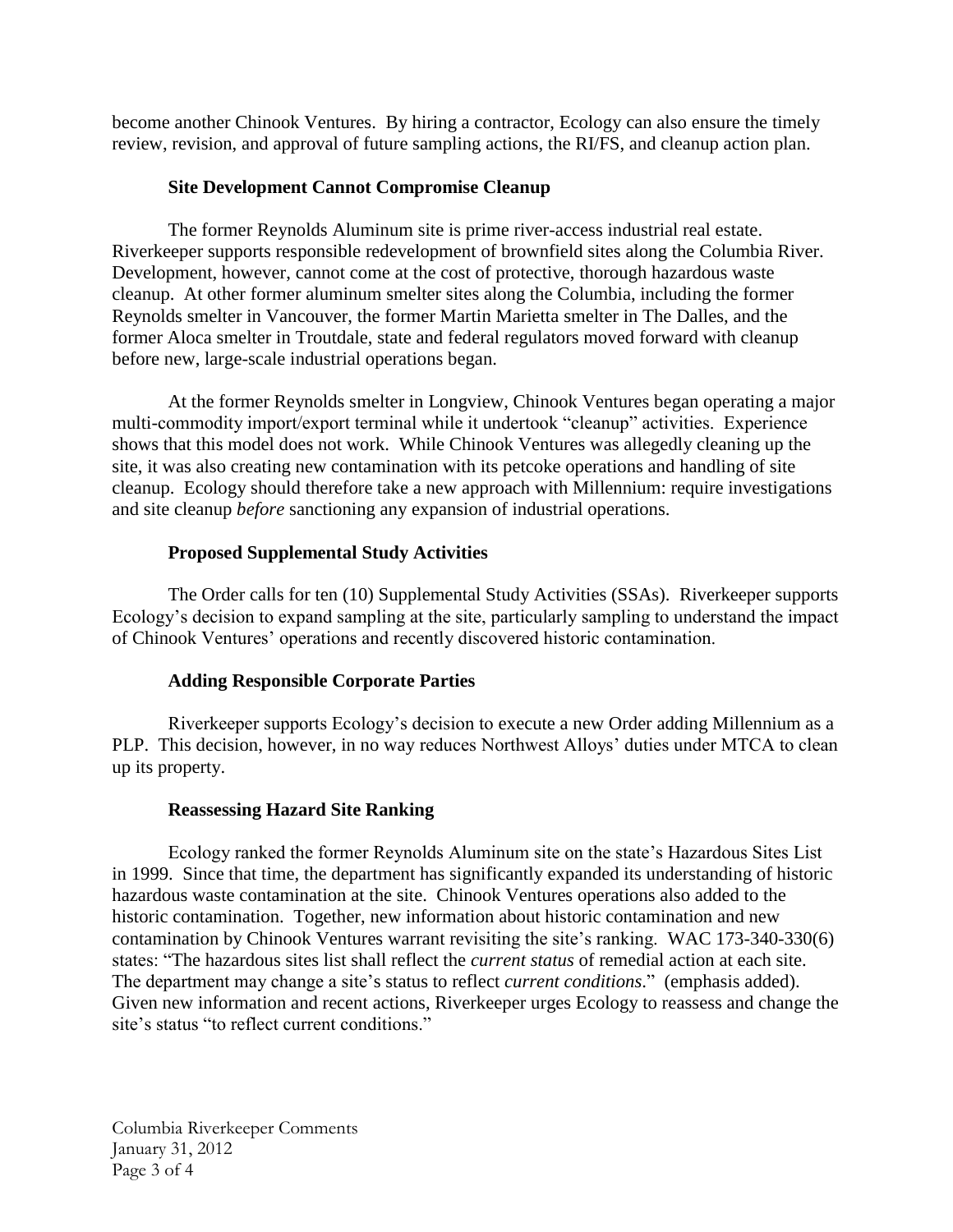become another Chinook Ventures. By hiring a contractor, Ecology can also ensure the timely review, revision, and approval of future sampling actions, the RI/FS, and cleanup action plan.

## Site Development Cannot Compromise Cleanup

The former Reynolds Aluminum site is prime river-access industrial real estate. Riverkeeper supports responsible redevelopment of brownfield sites along the Columbia River. Development, however, cannot come at the cost of protective, thorough hazardous waste cleanup. At other former aluminum smelter sites along the Columbia, including the former Reynolds smelter in Vancouver, the former Martin Marietta smelter in The Dalles, and the former Aloca smelter in Troutdale, state and federal regulators moved forward with cleanup before new, large-scale industrial operations began.

At the former Reynolds smelter in Longview, Chinook Ventures began operating a major multi-commodity import/export terminal while it undertook "cleanup" activities. Experience shows that this model does not work. While Chinook Ventures was allegedly cleaning up the site, it was also creating new contamination with its petcoke operations and handling of site cleanup. Ecology should therefore take a new approach with Millennium: require investigations and site cleanup *before* sanctioning any expansion of industrial operations.

## Proposed Supplemental Study Activities

The Order calls for ten (10) Supplemental Study Activities (SSAs). Riverkeeper supports Ecology's decision to expand sampling at the site, particularly sampling to understand the impact of Chinook Ventures' operations and recently discovered historic contamination.

## Adding Responsible Corporate Parties

Riverkeeper supports Ecology's decision to execute a new Order adding Millennium as a PLP. This decision, however, in no way reduces Northwest Alloys' duties under MTCA to clean up its property.

## Reassessing Hazard Site Ranking

Ecology ranked the former Reynolds Aluminum site on the state's Hazardous Sites List in 1999. Since that time, the department has significantly expanded its understanding of historic hazardous waste contamination at the site. Chinook Ventures operations also added to the historic contamination. Together, new information about historic contamination and new contamination by Chinook Ventures warrant revisiting the site's ranking. WAC 173-340-330(6) states: "The hazardous sites list shall reflect the *current status* of remedial action at each site. The department may change a site's status to reflect *current conditions*." (emphasis added). Given new information and recent actions, Riverkeeper urges Ecology to reassess and change the site's status "to reflect current conditions."

Columbia Riverkeeper Comments
January 31, 2012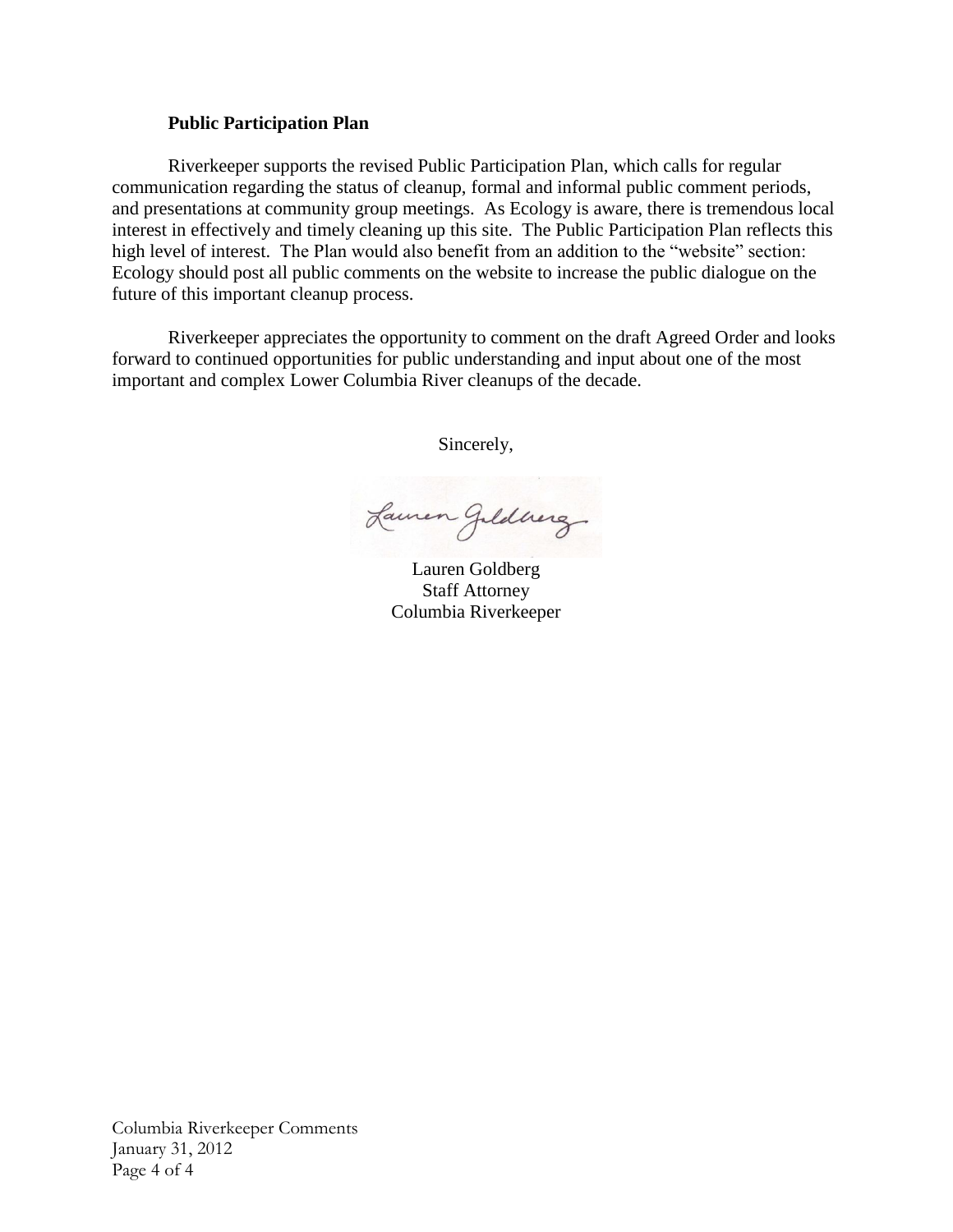**Public Participation Plan**

Riverkeeper supports the revised Public Participation Plan, which calls for regular communication regarding the status of cleanup, formal and informal public comment periods, and presentations at community group meetings. As Ecology is aware, there is tremendous local interest in effectively and timely cleaning up this site. The Public Participation Plan reflects this high level of interest. The Plan would also benefit from an addition to the "website" section: Ecology should post all public comments on the website to increase the public dialogue on the future of this important cleanup process.

Riverkeeper appreciates the opportunity to comment on the draft Agreed Order and looks forward to continued opportunities for public understanding and input about one of the most important and complex Lower Columbia River cleanups of the decade.

Sincerely,

Lauren Goldberg

Lauren Goldberg
Staff Attorney
Columbia Riverkeeper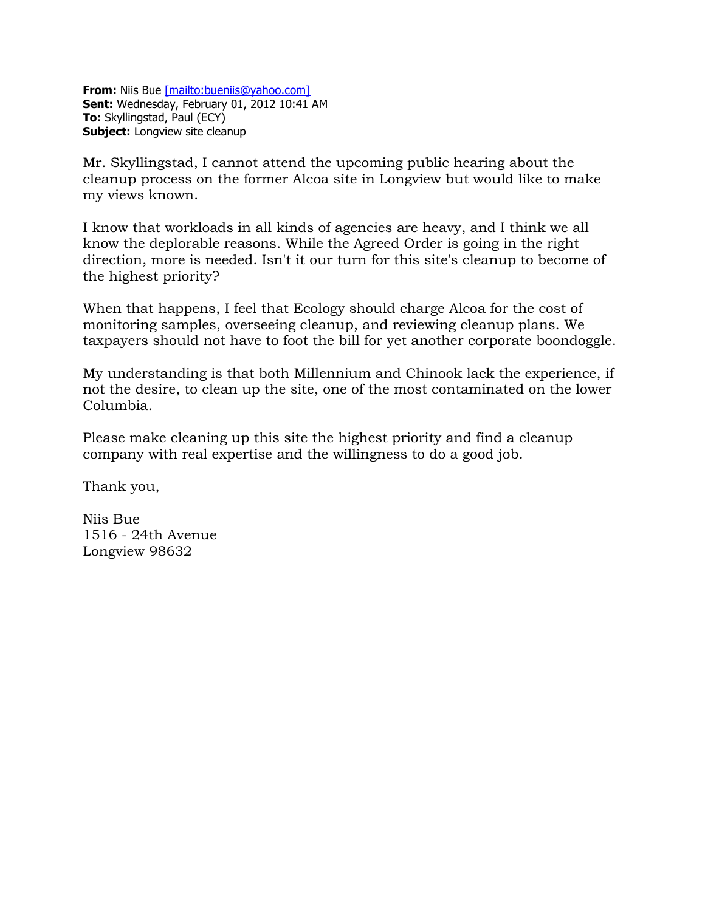**From:** Niis Bue [mailto:bueniis@yahoo.com]
**Sent:** Wednesday, February 01, 2012 10:41 AM
**To:** Skyllingstad, Paul (ECY)
**Subject:** Longview site cleanup

Mr. Skyllingstad, I cannot attend the upcoming public hearing about the cleanup process on the former Alcoa site in Longview but would like to make my views known.

I know that workloads in all kinds of agencies are heavy, and I think we all know the deplorable reasons. While the Agreed Order is going in the right direction, more is needed. Isn't it our turn for this site's cleanup to become of the highest priority?

When that happens, I feel that Ecology should charge Alcoa for the cost of monitoring samples, overseeing cleanup, and reviewing cleanup plans. We taxpayers should not have to foot the bill for yet another corporate boondoggle.

My understanding is that both Millennium and Chinook lack the experience, if not the desire, to clean up the site, one of the most contaminated on the lower Columbia.

Please make cleaning up this site the highest priority and find a cleanup company with real expertise and the willingness to do a good job.

Thank you,

Niis Bue
1516 - 24th Avenue
Longview 98632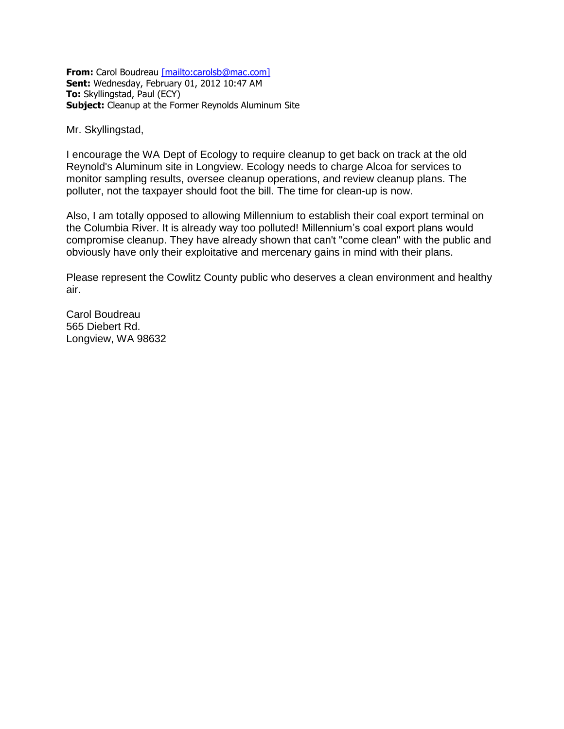**From:** Carol Boudreau [mailto:carolsb@mac.com]
**Sent:** Wednesday, February 01, 2012 10:47 AM
**To:** Skyllingstad, Paul (ECY)
**Subject:** Cleanup at the Former Reynolds Aluminum Site

Mr. Skyllingstad,

I encourage the WA Dept of Ecology to require cleanup to get back on track at the old Reynold's Aluminum site in Longview. Ecology needs to charge Alcoa for services to monitor sampling results, oversee cleanup operations, and review cleanup plans. The polluter, not the taxpayer should foot the bill. The time for clean-up is now.

Also, I am totally opposed to allowing Millennium to establish their coal export terminal on the Columbia River. It is already way too polluted! Millennium's coal export plans would compromise cleanup. They have already shown that can't "come clean" with the public and obviously have only their exploitative and mercenary gains in mind with their plans.

Please represent the Cowlitz County public who deserves a clean environment and healthy air.

Carol Boudreau
565 Diebert Rd.
Longview, WA 98632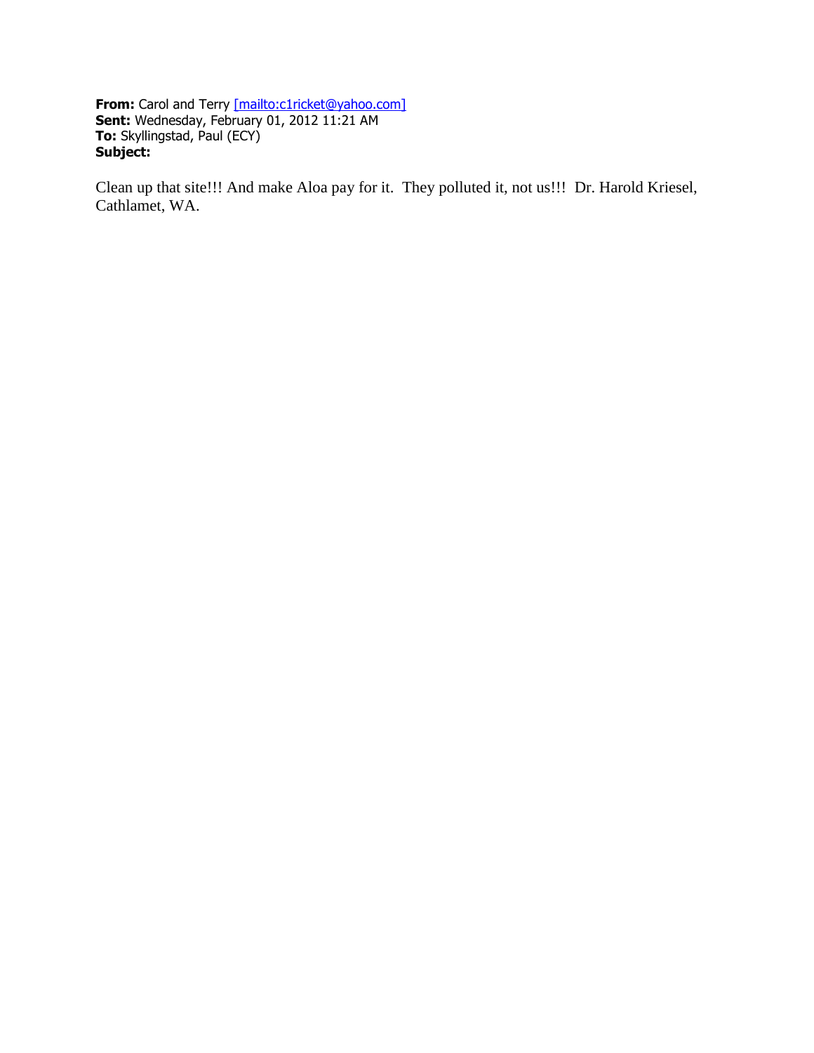**From:** Carol and Terry [mailto:c1ricket@yahoo.com]
**Sent:** Wednesday, February 01, 2012 11:21 AM
**To:** Skyllingstad, Paul (ECY)
**Subject:**

Clean up that site!!! And make Aloa pay for it. They polluted it, not us!!! Dr. Harold Kriesel, Cathlamet, WA.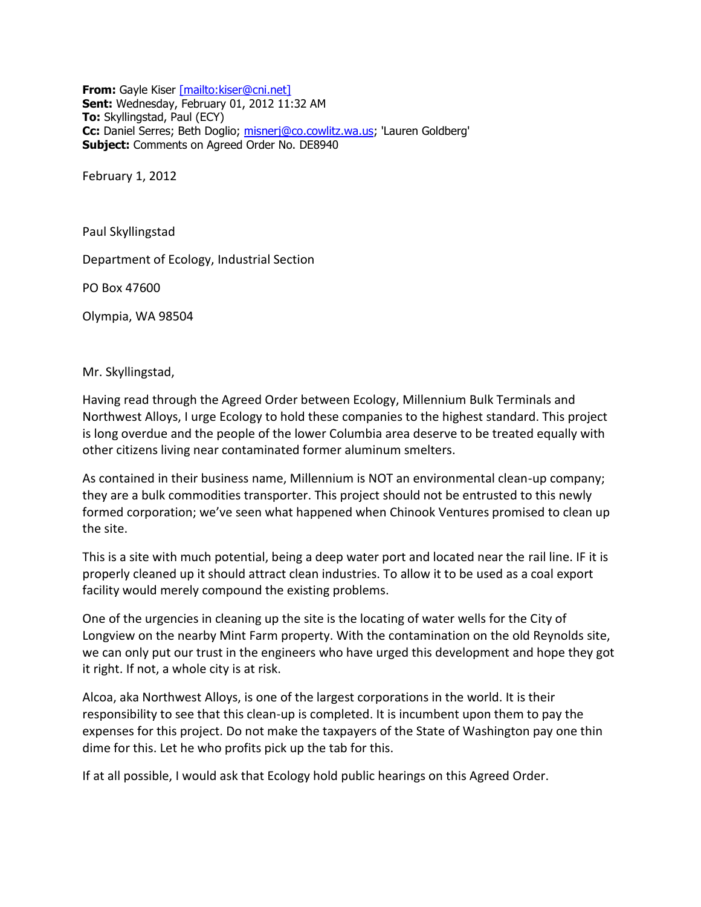**From:** Gayle Kiser [mailto:kiser@cni.net]
**Sent:** Wednesday, February 01, 2012 11:32 AM
**To:** Skyllingstad, Paul (ECY)
**Cc:** Daniel Serres; Beth Doglio; misnerj@co.cowlitz.wa.us; 'Lauren Goldberg'
**Subject:** Comments on Agreed Order No. DE8940

February 1, 2012

Paul Skyllingstad

Department of Ecology, Industrial Section

PO Box 47600

Olympia, WA 98504

Mr. Skyllingstad,

Having read through the Agreed Order between Ecology, Millennium Bulk Terminals and Northwest Alloys, I urge Ecology to hold these companies to the highest standard. This project is long overdue and the people of the lower Columbia area deserve to be treated equally with other citizens living near contaminated former aluminum smelters.

As contained in their business name, Millennium is NOT an environmental clean-up company; they are a bulk commodities transporter. This project should not be entrusted to this newly formed corporation; we've seen what happened when Chinook Ventures promised to clean up the site.

This is a site with much potential, being a deep water port and located near the rail line. IF it is properly cleaned up it should attract clean industries. To allow it to be used as a coal export facility would merely compound the existing problems.

One of the urgencies in cleaning up the site is the locating of water wells for the City of Longview on the nearby Mint Farm property. With the contamination on the old Reynolds site, we can only put our trust in the engineers who have urged this development and hope they got it right. If not, a whole city is at risk.

Alcoa, aka Northwest Alloys, is one of the largest corporations in the world. It is their responsibility to see that this clean-up is completed. It is incumbent upon them to pay the expenses for this project. Do not make the taxpayers of the State of Washington pay one thin dime for this. Let he who profits pick up the tab for this.

If at all possible, I would ask that Ecology hold public hearings on this Agreed Order.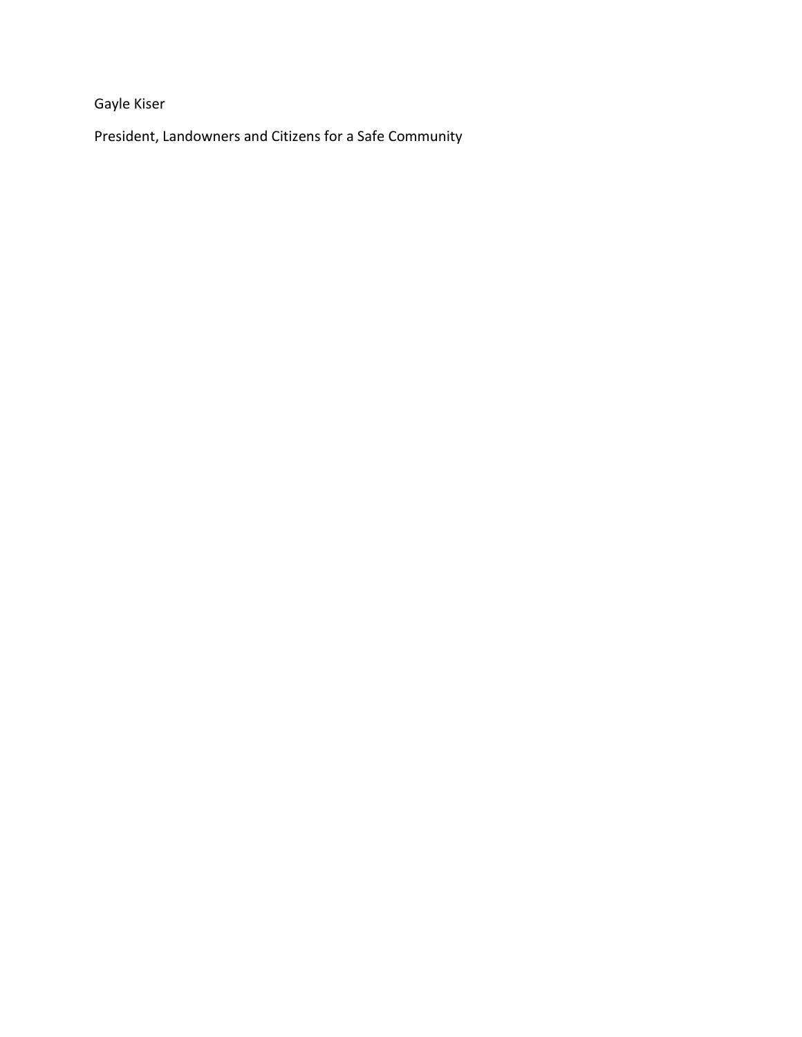Gayle Kiser

President, Landowners and Citizens for a Safe Community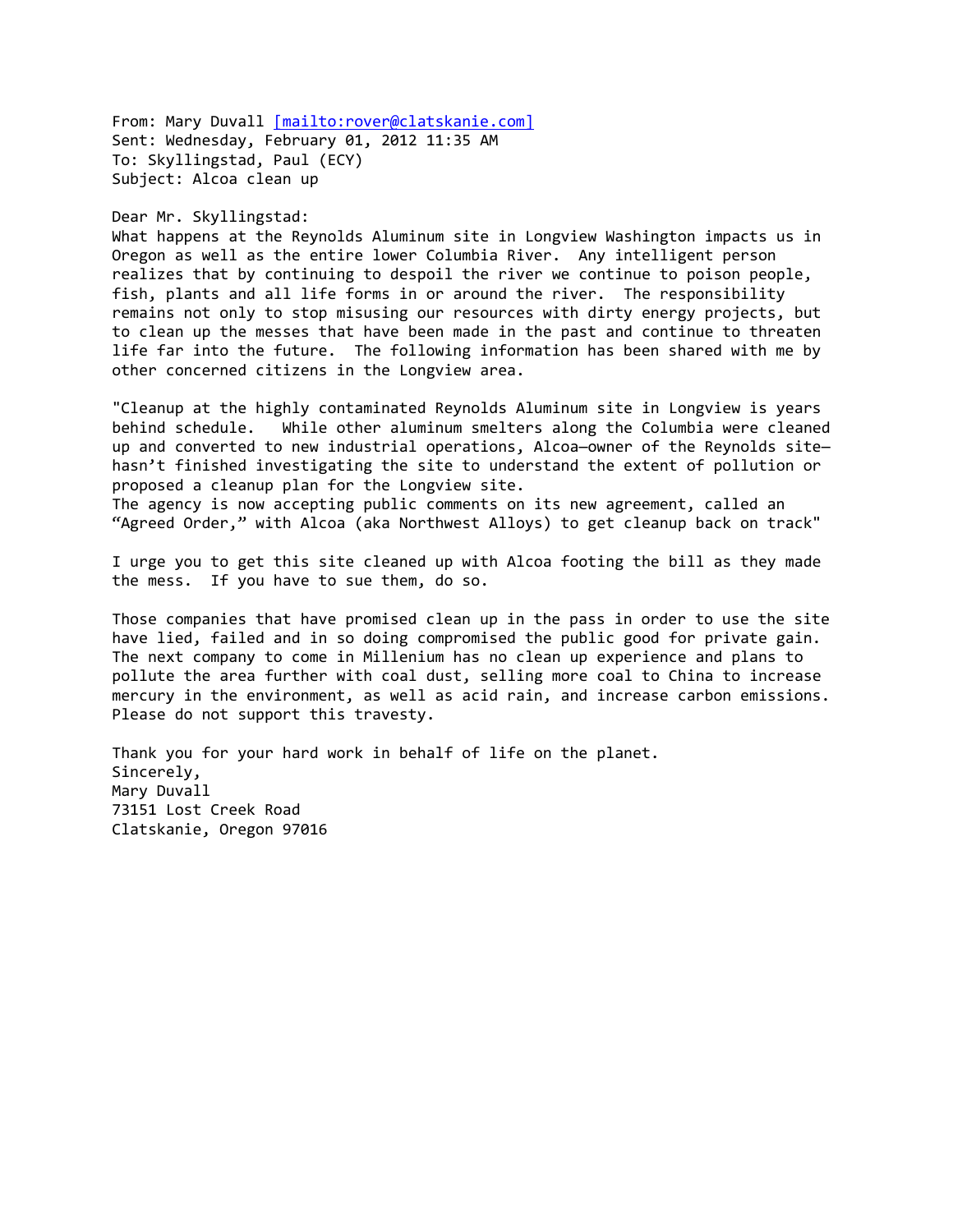From: Mary Duvall [mailto:rover@clatskanie.com]
Sent: Wednesday, February 01, 2012 11:35 AM
To: Skyllingstad, Paul (ECY)
Subject: Alcoa clean up

Dear Mr. Skyllingstad:
What happens at the Reynolds Aluminum site in Longview Washington impacts us in Oregon as well as the entire lower Columbia River. Any intelligent person realizes that by continuing to despoil the river we continue to poison people, fish, plants and all life forms in or around the river. The responsibility remains not only to stop misusing our resources with dirty energy projects, but to clean up the messes that have been made in the past and continue to threaten life far into the future. The following information has been shared with me by other concerned citizens in the Longview area.

"Cleanup at the highly contaminated Reynolds Aluminum site in Longview is years behind schedule. While other aluminum smelters along the Columbia were cleaned up and converted to new industrial operations, Alcoa—owner of the Reynolds site—hasn't finished investigating the site to understand the extent of pollution or proposed a cleanup plan for the Longview site.
The agency is now accepting public comments on its new agreement, called an "Agreed Order," with Alcoa (aka Northwest Alloys) to get cleanup back on track"

I urge you to get this site cleaned up with Alcoa footing the bill as they made the mess. If you have to sue them, do so.

Those companies that have promised clean up in the pass in order to use the site have lied, failed and in so doing compromised the public good for private gain. The next company to come in Millenium has no clean up experience and plans to pollute the area further with coal dust, selling more coal to China to increase mercury in the environment, as well as acid rain, and increase carbon emissions. Please do not support this travesty.

Thank you for your hard work in behalf of life on the planet.
Sincerely,
Mary Duvall
73151 Lost Creek Road
Clatskanie, Oregon 97016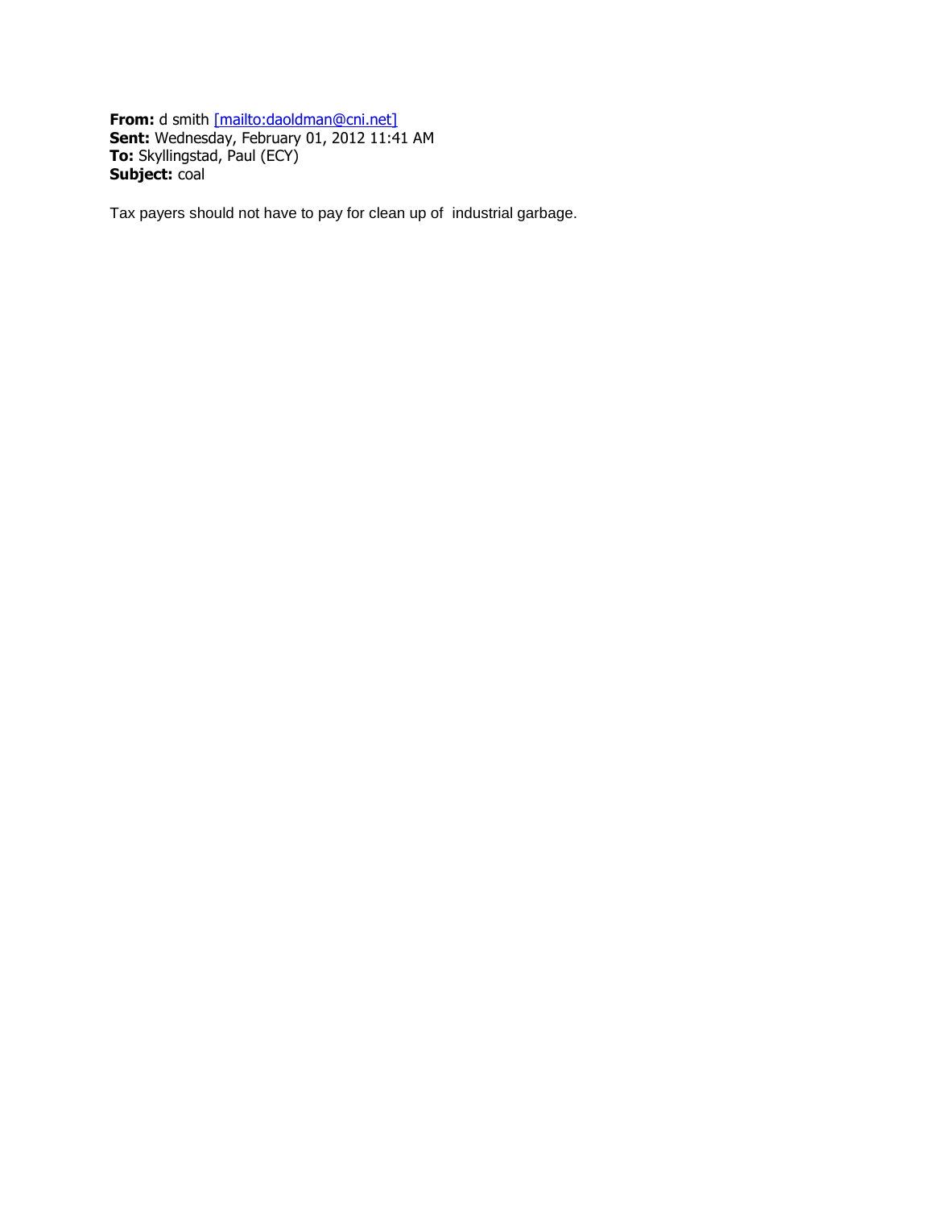**From:** d smith [mailto:daoldman@cni.net]
**Sent:** Wednesday, February 01, 2012 11:41 AM
**To:** Skyllingstad, Paul (ECY)
**Subject:** coal

Tax payers should not have to pay for clean up of industrial garbage.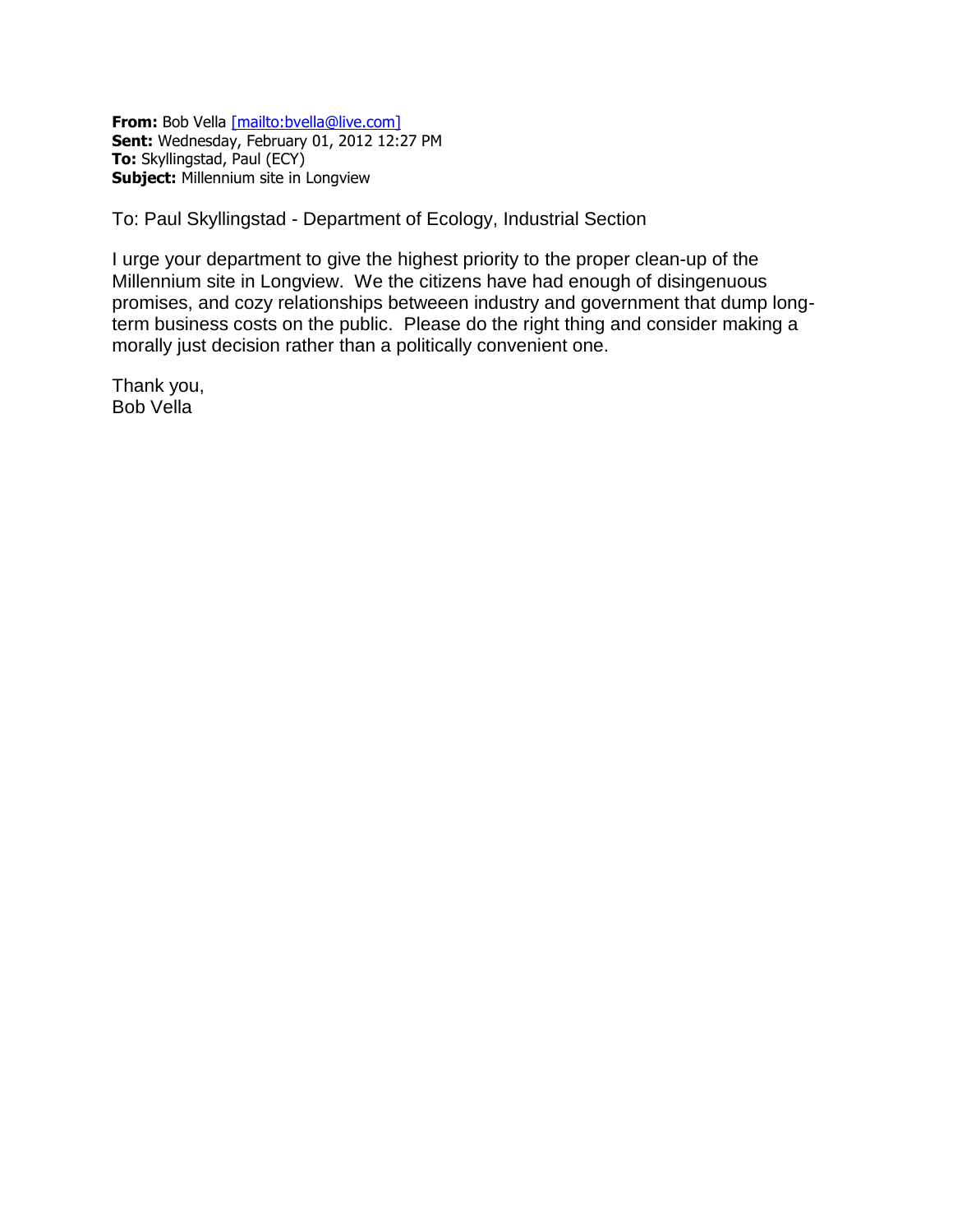**From:** Bob Vella [mailto:bvella@live.com]
**Sent:** Wednesday, February 01, 2012 12:27 PM
**To:** Skyllingstad, Paul (ECY)
**Subject:** Millennium site in Longview

To: Paul Skyllingstad - Department of Ecology, Industrial Section

I urge your department to give the highest priority to the proper clean-up of the Millennium site in Longview. We the citizens have had enough of disingenuous promises, and cozy relationships betweeen industry and government that dump long-term business costs on the public. Please do the right thing and consider making a morally just decision rather than a politically convenient one.

Thank you,
Bob Vella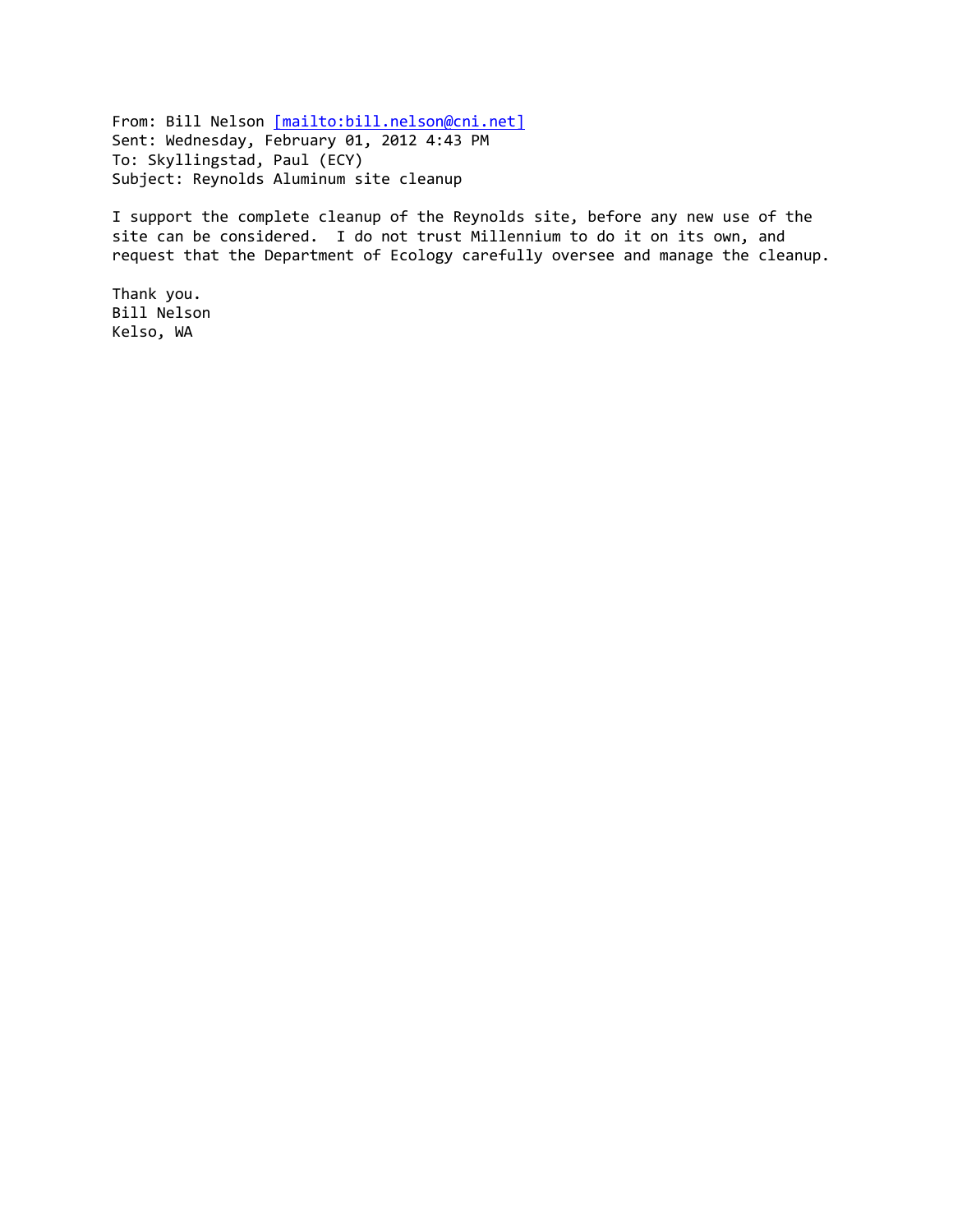From: Bill Nelson [mailto:bill.nelson@cni.net]  
Sent: Wednesday, February 01, 2012 4:43 PM  
To: Skyllingstad, Paul (ECY)  
Subject: Reynolds Aluminum site cleanup

I support the complete cleanup of the Reynolds site, before any new use of the site can be considered. I do not trust Millennium to do it on its own, and request that the Department of Ecology carefully oversee and manage the cleanup.

Thank you.  
Bill Nelson  
Kelso, WA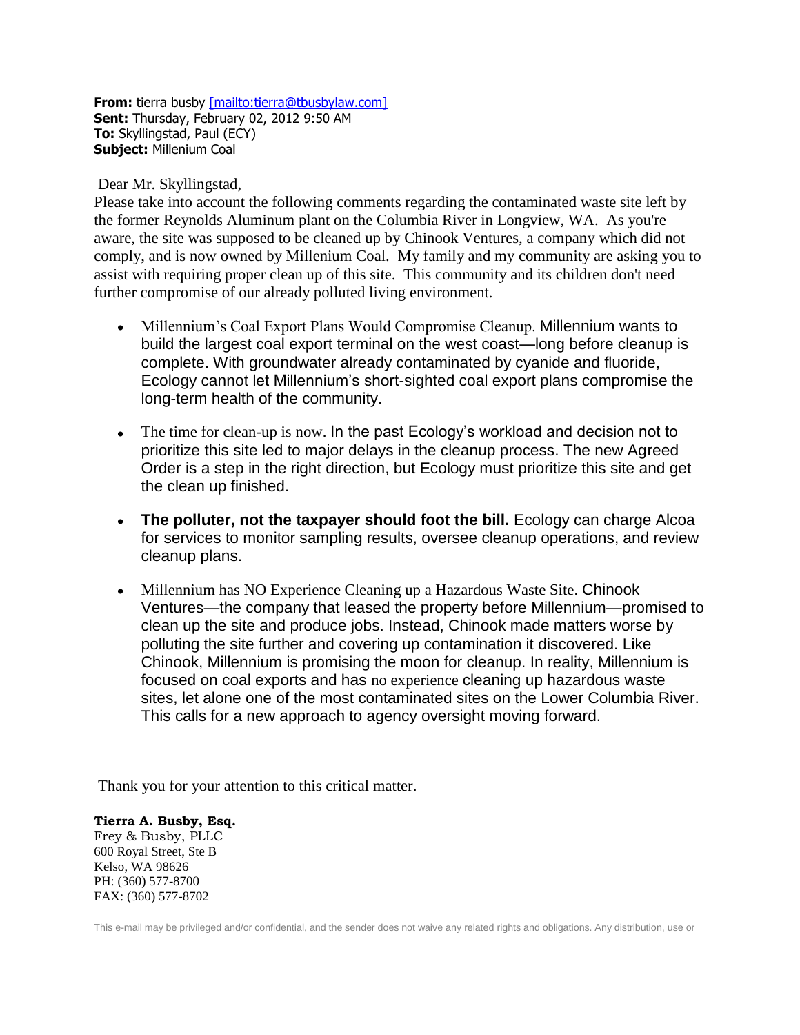**From:** tierra busby [mailto:tierra@tbusbylaw.com]
**Sent:** Thursday, February 02, 2012 9:50 AM
**To:** Skyllingstad, Paul (ECY)
**Subject:** Millenium Coal

Dear Mr. Skyllingstad,

Please take into account the following comments regarding the contaminated waste site left by the former Reynolds Aluminum plant on the Columbia River in Longview, WA. As you're aware, the site was supposed to be cleaned up by Chinook Ventures, a company which did not comply, and is now owned by Millenium Coal. My family and my community are asking you to assist with requiring proper clean up of this site. This community and its children don't need further compromise of our already polluted living environment.

- Millennium's Coal Export Plans Would Compromise Cleanup. Millennium wants to build the largest coal export terminal on the west coast—long before cleanup is complete. With groundwater already contaminated by cyanide and fluoride, Ecology cannot let Millennium's short-sighted coal export plans compromise the long-term health of the community.

- The time for clean-up is now. In the past Ecology's workload and decision not to prioritize this site led to major delays in the cleanup process. The new Agreed Order is a step in the right direction, but Ecology must prioritize this site and get the clean up finished.

- **The polluter, not the taxpayer should foot the bill.** Ecology can charge Alcoa for services to monitor sampling results, oversee cleanup operations, and review cleanup plans.

- Millennium has NO Experience Cleaning up a Hazardous Waste Site. Chinook Ventures—the company that leased the property before Millennium—promised to clean up the site and produce jobs. Instead, Chinook made matters worse by polluting the site further and covering up contamination it discovered. Like Chinook, Millennium is promising the moon for cleanup. In reality, Millennium is focused on coal exports and has no experience cleaning up hazardous waste sites, let alone one of the most contaminated sites on the Lower Columbia River. This calls for a new approach to agency oversight moving forward.

Thank you for your attention to this critical matter.

**Tierra A. Busby, Esq.**
Frey & Busby, PLLC
600 Royal Street, Ste B
Kelso, WA 98626
PH: (360) 577-8700
FAX: (360) 577-8702

This e-mail may be privileged and/or confidential, and the sender does not waive any related rights and obligations. Any distribution, use or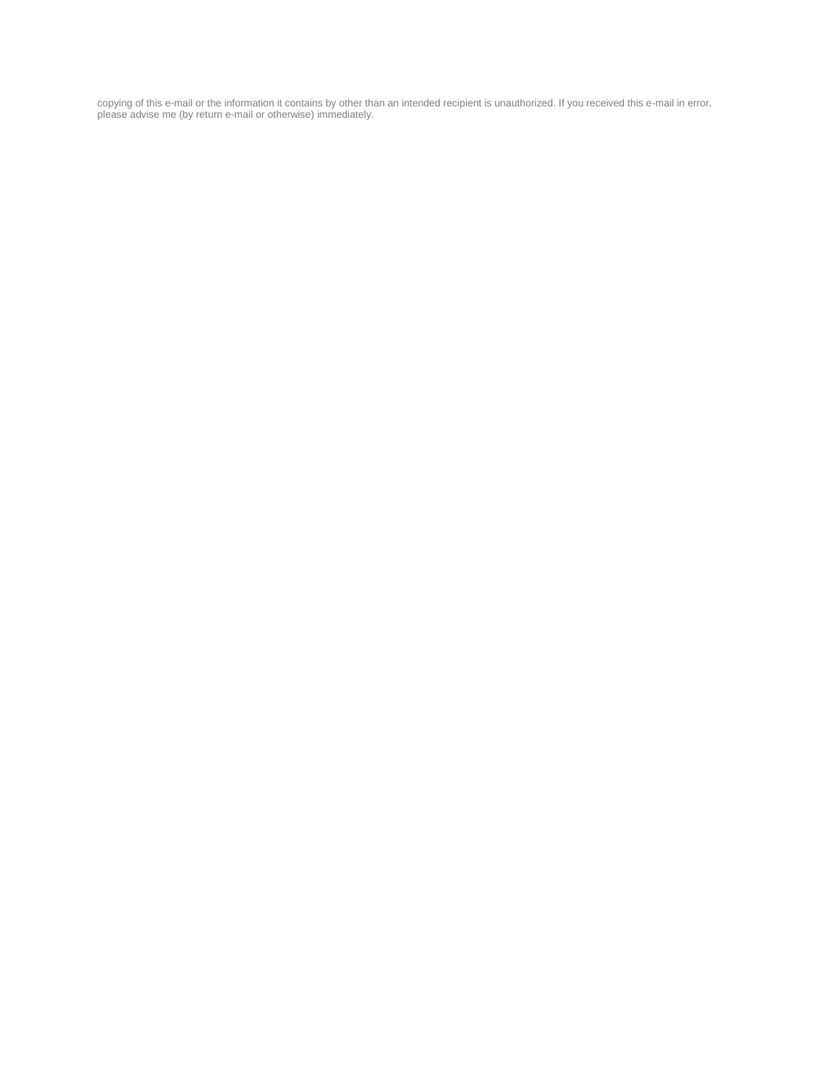copying of this e-mail or the information it contains by other than an intended recipient is unauthorized. If you received this e-mail in error, please advise me (by return e-mail or otherwise) immediately.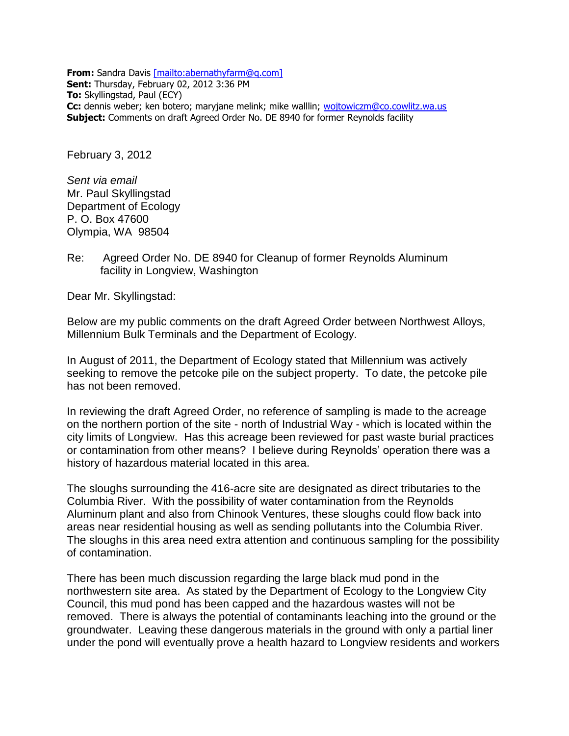**From:** Sandra Davis [mailto:abernathyfarm@q.com]
**Sent:** Thursday, February 02, 2012 3:36 PM
**To:** Skyllingstad, Paul (ECY)
**Cc:** dennis weber; ken botero; maryjane melink; mike walllin; wojtowiczm@co.cowlitz.wa.us
**Subject:** Comments on draft Agreed Order No. DE 8940 for former Reynolds facility

February 3, 2012

*Sent via email*
Mr. Paul Skyllingstad
Department of Ecology
P. O. Box 47600
Olympia, WA 98504

Re: Agreed Order No. DE 8940 for Cleanup of former Reynolds Aluminum facility in Longview, Washington

Dear Mr. Skyllingstad:

Below are my public comments on the draft Agreed Order between Northwest Alloys, Millennium Bulk Terminals and the Department of Ecology.

In August of 2011, the Department of Ecology stated that Millennium was actively seeking to remove the petcoke pile on the subject property. To date, the petcoke pile has not been removed.

In reviewing the draft Agreed Order, no reference of sampling is made to the acreage on the northern portion of the site - north of Industrial Way - which is located within the city limits of Longview. Has this acreage been reviewed for past waste burial practices or contamination from other means? I believe during Reynolds' operation there was a history of hazardous material located in this area.

The sloughs surrounding the 416-acre site are designated as direct tributaries to the Columbia River. With the possibility of water contamination from the Reynolds Aluminum plant and also from Chinook Ventures, these sloughs could flow back into areas near residential housing as well as sending pollutants into the Columbia River. The sloughs in this area need extra attention and continuous sampling for the possibility of contamination.

There has been much discussion regarding the large black mud pond in the northwestern site area. As stated by the Department of Ecology to the Longview City Council, this mud pond has been capped and the hazardous wastes will not be removed. There is always the potential of contaminants leaching into the ground or the groundwater. Leaving these dangerous materials in the ground with only a partial liner under the pond will eventually prove a health hazard to Longview residents and workers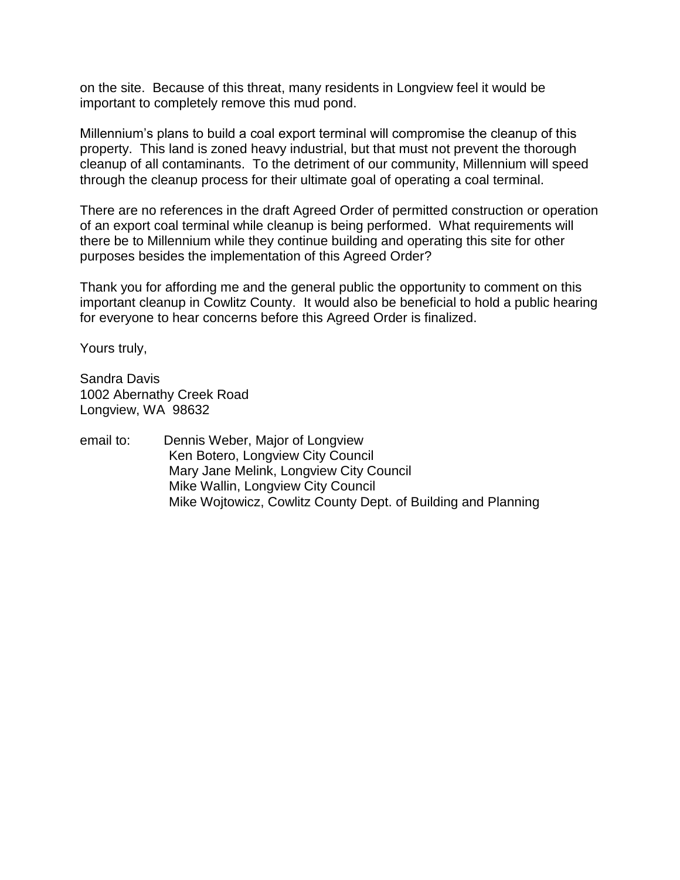on the site. Because of this threat, many residents in Longview feel it would be important to completely remove this mud pond.

Millennium's plans to build a coal export terminal will compromise the cleanup of this property. This land is zoned heavy industrial, but that must not prevent the thorough cleanup of all contaminants. To the detriment of our community, Millennium will speed through the cleanup process for their ultimate goal of operating a coal terminal.

There are no references in the draft Agreed Order of permitted construction or operation of an export coal terminal while cleanup is being performed. What requirements will there be to Millennium while they continue building and operating this site for other purposes besides the implementation of this Agreed Order?

Thank you for affording me and the general public the opportunity to comment on this important cleanup in Cowlitz County. It would also be beneficial to hold a public hearing for everyone to hear concerns before this Agreed Order is finalized.

Yours truly,

Sandra Davis
1002 Abernathy Creek Road
Longview, WA 98632

email to: Dennis Weber, Major of Longview
Ken Botero, Longview City Council
Mary Jane Melink, Longview City Council
Mike Wallin, Longview City Council
Mike Wojtowicz, Cowlitz County Dept. of Building and Planning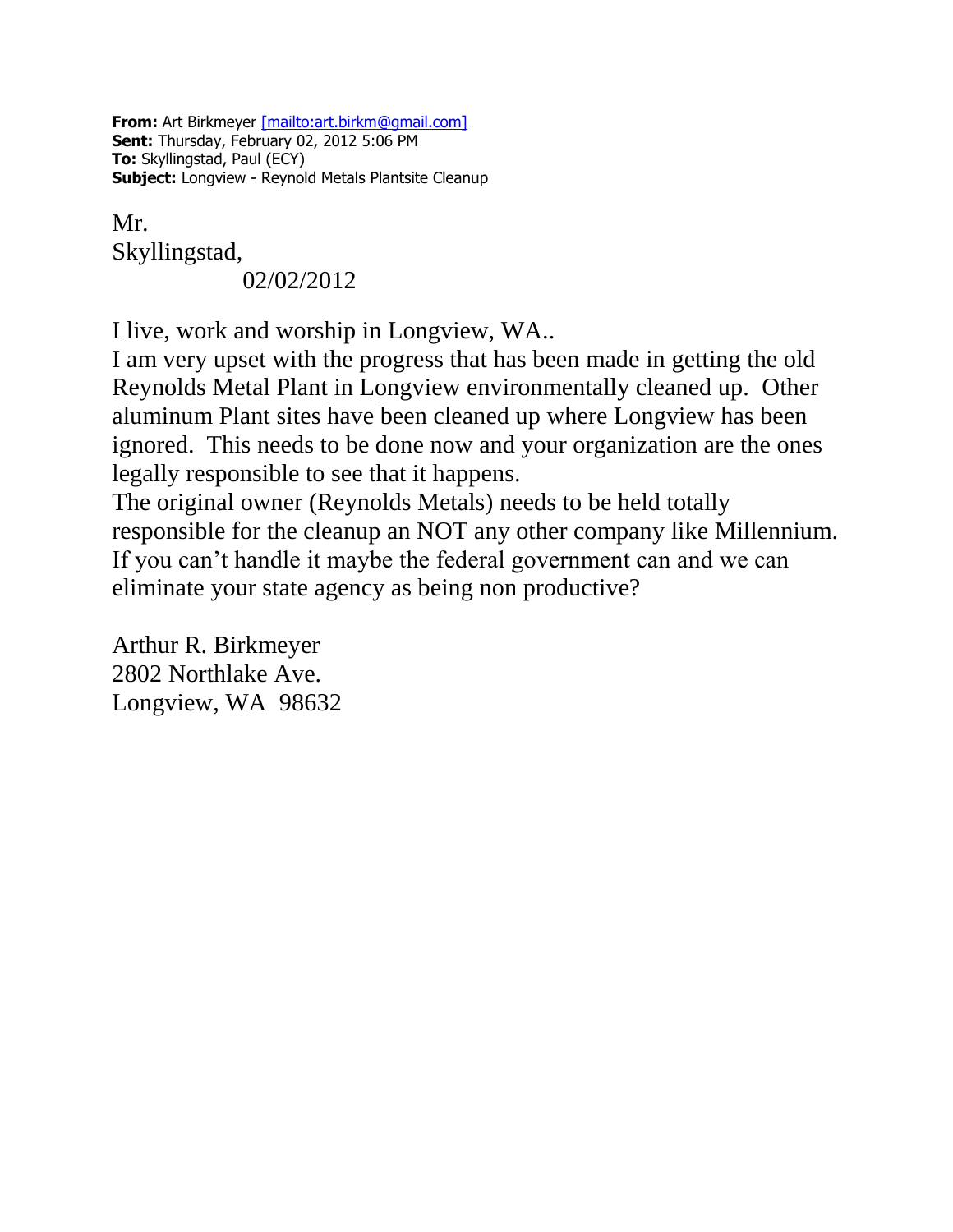**From:** Art Birkmeyer [mailto:art.birkm@gmail.com]
**Sent:** Thursday, February 02, 2012 5:06 PM
**To:** Skyllingstad, Paul (ECY)
**Subject:** Longview - Reynold Metals Plantsite Cleanup

Mr. Skyllingstad,
02/02/2012

I live, work and worship in Longview, WA..
I am very upset with the progress that has been made in getting the old Reynolds Metal Plant in Longview environmentally cleaned up. Other aluminum Plant sites have been cleaned up where Longview has been ignored. This needs to be done now and your organization are the ones legally responsible to see that it happens.
The original owner (Reynolds Metals) needs to be held totally responsible for the cleanup an NOT any other company like Millennium. If you can't handle it maybe the federal government can and we can eliminate your state agency as being non productive?

Arthur R. Birkmeyer
2802 Northlake Ave.
Longview, WA 98632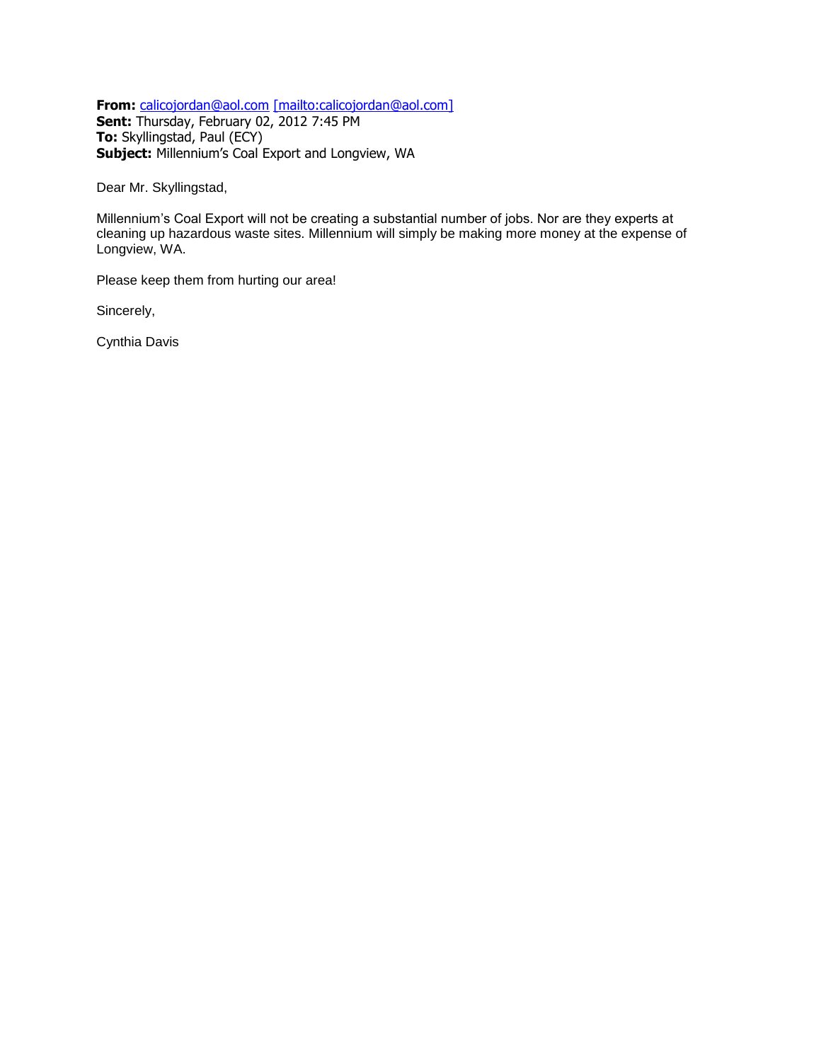**From:** calicojordan@aol.com [mailto:calicojordan@aol.com]
**Sent:** Thursday, February 02, 2012 7:45 PM
**To:** Skyllingstad, Paul (ECY)
**Subject:** Millennium's Coal Export and Longview, WA

Dear Mr. Skyllingstad,

Millennium's Coal Export will not be creating a substantial number of jobs. Nor are they experts at cleaning up hazardous waste sites. Millennium will simply be making more money at the expense of Longview, WA.

Please keep them from hurting our area!

Sincerely,

Cynthia Davis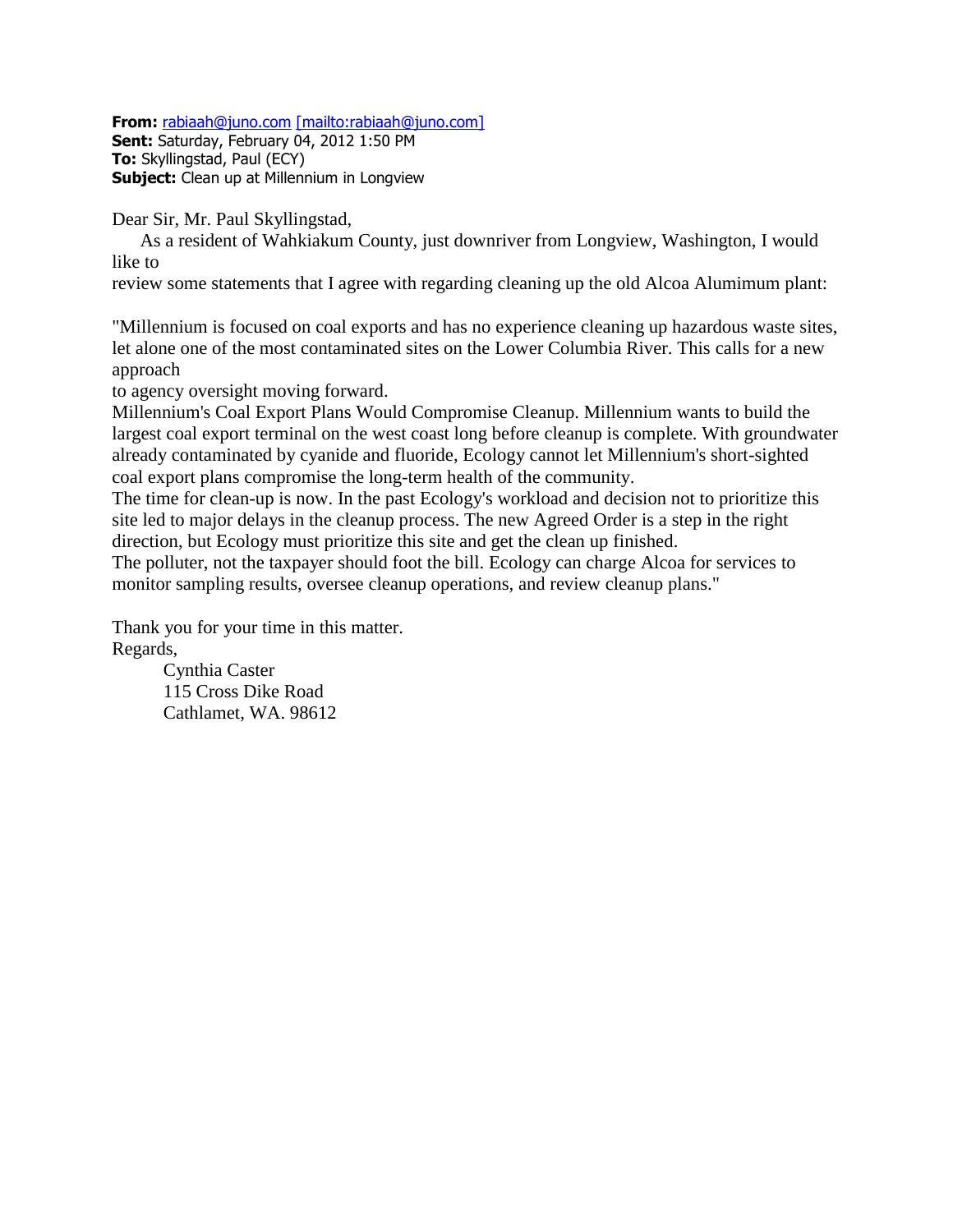**From:** rabiaah@juno.com [mailto:rabiaah@juno.com]
**Sent:** Saturday, February 04, 2012 1:50 PM
**To:** Skyllingstad, Paul (ECY)
**Subject:** Clean up at Millennium in Longview

Dear Sir, Mr. Paul Skyllingstad,

As a resident of Wahkiakum County, just downriver from Longview, Washington, I would like to
review some statements that I agree with regarding cleaning up the old Alcoa Alumimum plant:

"Millennium is focused on coal exports and has no experience cleaning up hazardous waste sites, let alone one of the most contaminated sites on the Lower Columbia River. This calls for a new approach
to agency oversight moving forward.
Millennium's Coal Export Plans Would Compromise Cleanup. Millennium wants to build the largest coal export terminal on the west coast long before cleanup is complete. With groundwater already contaminated by cyanide and fluoride, Ecology cannot let Millennium's short-sighted coal export plans compromise the long-term health of the community.
The time for clean-up is now. In the past Ecology's workload and decision not to prioritize this site led to major delays in the cleanup process. The new Agreed Order is a step in the right direction, but Ecology must prioritize this site and get the clean up finished.
The polluter, not the taxpayer should foot the bill. Ecology can charge Alcoa for services to monitor sampling results, oversee cleanup operations, and review cleanup plans."

Thank you for your time in this matter.
Regards,

Cynthia Caster
115 Cross Dike Road
Cathlamet, WA. 98612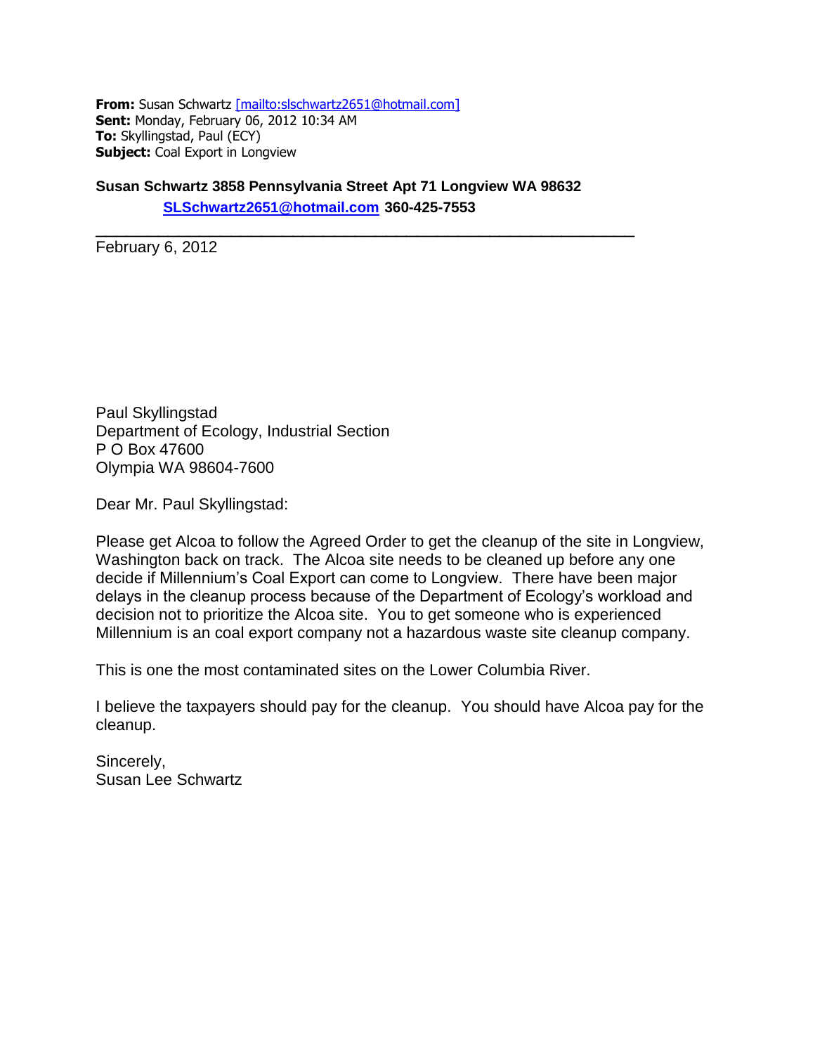**From:** Susan Schwartz [mailto:slschwartz2651@hotmail.com]
**Sent:** Monday, February 06, 2012 10:34 AM
**To:** Skyllingstad, Paul (ECY)
**Subject:** Coal Export in Longview

**Susan Schwartz 3858 Pennsylvania Street Apt 71 Longview WA 98632**
**SLSchwartz2651@hotmail.com 360-425-7553**

---

February 6, 2012

Paul Skyllingstad
Department of Ecology, Industrial Section
P O Box 47600
Olympia WA 98604-7600

Dear Mr. Paul Skyllingstad:

Please get Alcoa to follow the Agreed Order to get the cleanup of the site in Longview, Washington back on track. The Alcoa site needs to be cleaned up before any one decide if Millennium's Coal Export can come to Longview. There have been major delays in the cleanup process because of the Department of Ecology's workload and decision not to prioritize the Alcoa site. You to get someone who is experienced Millennium is an coal export company not a hazardous waste site cleanup company.

This is one the most contaminated sites on the Lower Columbia River.

I believe the taxpayers should pay for the cleanup. You should have Alcoa pay for the cleanup.

Sincerely,
Susan Lee Schwartz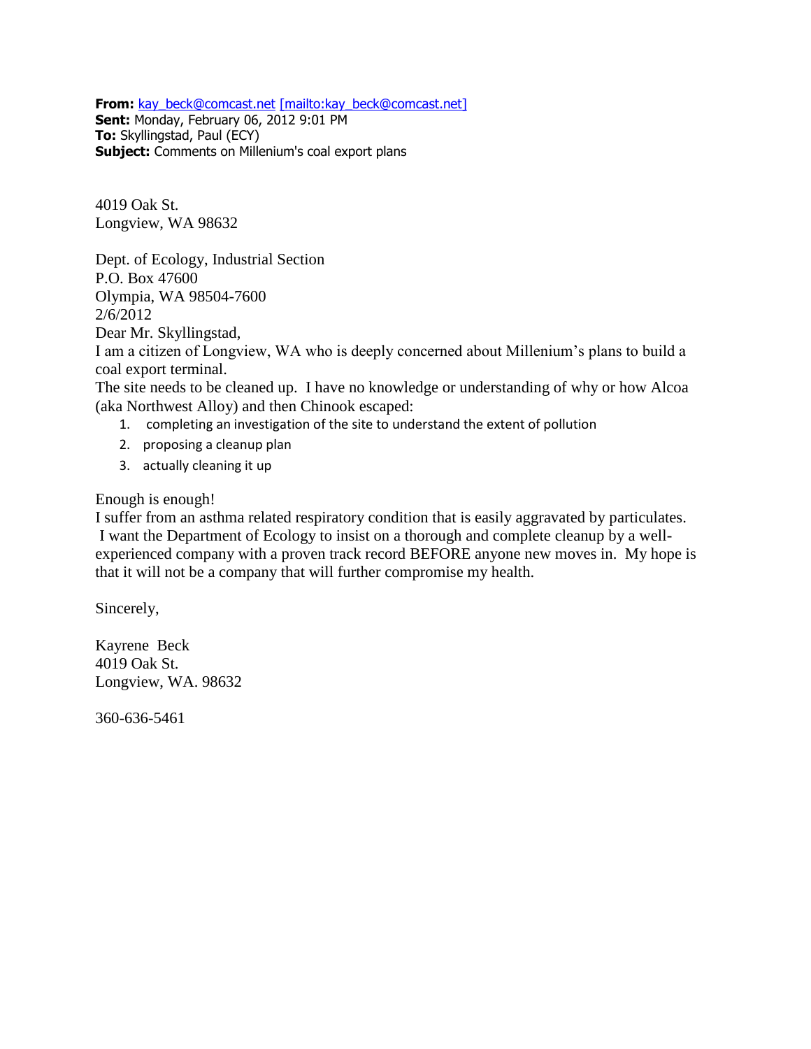**From:** kay_beck@comcast.net [mailto:kay_beck@comcast.net]
**Sent:** Monday, February 06, 2012 9:01 PM
**To:** Skyllingstad, Paul (ECY)
**Subject:** Comments on Millenium's coal export plans

4019 Oak St.
Longview, WA 98632

Dept. of Ecology, Industrial Section
P.O. Box 47600
Olympia, WA 98504-7600
2/6/2012

Dear Mr. Skyllingstad,

I am a citizen of Longview, WA who is deeply concerned about Millenium's plans to build a coal export terminal.

The site needs to be cleaned up. I have no knowledge or understanding of why or how Alcoa (aka Northwest Alloy) and then Chinook escaped:

1. completing an investigation of the site to understand the extent of pollution
2. proposing a cleanup plan
3. actually cleaning it up

Enough is enough!

I suffer from an asthma related respiratory condition that is easily aggravated by particulates. I want the Department of Ecology to insist on a thorough and complete cleanup by a well-experienced company with a proven track record BEFORE anyone new moves in. My hope is that it will not be a company that will further compromise my health.

Sincerely,

Kayrene Beck
4019 Oak St.
Longview, WA. 98632

360-636-5461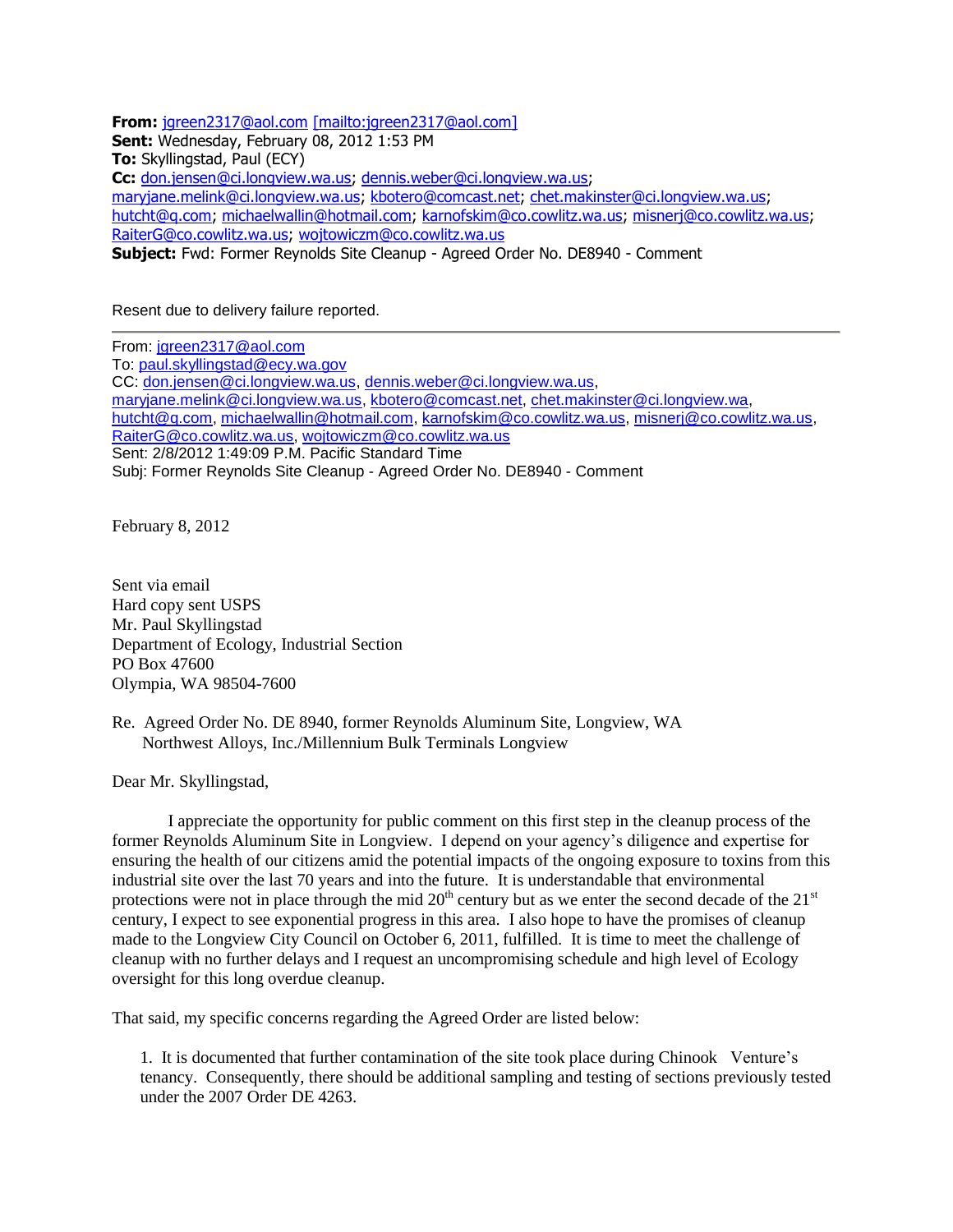**From:** jgreen2317@aol.com [mailto:jgreen2317@aol.com]
**Sent:** Wednesday, February 08, 2012 1:53 PM
**To:** Skyllingstad, Paul (ECY)
**Cc:** don.jensen@ci.longview.wa.us; dennis.weber@ci.longview.wa.us; maryjane.melink@ci.longview.wa.us; kbotero@comcast.net; chet.makinster@ci.longview.wa.us; hutcht@q.com; michaelwallin@hotmail.com; karnofskim@co.cowlitz.wa.us; misnerj@co.cowlitz.wa.us; RaiterG@co.cowlitz.wa.us; wojtowiczm@co.cowlitz.wa.us
**Subject:** Fwd: Former Reynolds Site Cleanup - Agreed Order No. DE8940 - Comment

Resent due to delivery failure reported.

---

From: jgreen2317@aol.com
To: paul.skyllingstad@ecy.wa.gov
CC: don.jensen@ci.longview.wa.us, dennis.weber@ci.longview.wa.us, maryjane.melink@ci.longview.wa.us, kbotero@comcast.net, chet.makinster@ci.longview.wa, hutcht@q.com, michaelwallin@hotmail.com, karnofskim@co.cowlitz.wa.us, misnerj@co.cowlitz.wa.us, RaiterG@co.cowlitz.wa.us, wojtowiczm@co.cowlitz.wa.us
Sent: 2/8/2012 1:49:09 P.M. Pacific Standard Time
Subj: Former Reynolds Site Cleanup - Agreed Order No. DE8940 - Comment

February 8, 2012

Sent via email
Hard copy sent USPS
Mr. Paul Skyllingstad
Department of Ecology, Industrial Section
PO Box 47600
Olympia, WA 98504-7600

Re. Agreed Order No. DE 8940, former Reynolds Aluminum Site, Longview, WA
Northwest Alloys, Inc./Millennium Bulk Terminals Longview

Dear Mr. Skyllingstad,

I appreciate the opportunity for public comment on this first step in the cleanup process of the former Reynolds Aluminum Site in Longview. I depend on your agency's diligence and expertise for ensuring the health of our citizens amid the potential impacts of the ongoing exposure to toxins from this industrial site over the last 70 years and into the future. It is understandable that environmental protections were not in place through the mid 20th century but as we enter the second decade of the 21st century, I expect to see exponential progress in this area. I also hope to have the promises of cleanup made to the Longview City Council on October 6, 2011, fulfilled. It is time to meet the challenge of cleanup with no further delays and I request an uncompromising schedule and high level of Ecology oversight for this long overdue cleanup.

That said, my specific concerns regarding the Agreed Order are listed below:

1. It is documented that further contamination of the site took place during Chinook Venture's tenancy. Consequently, there should be additional sampling and testing of sections previously tested under the 2007 Order DE 4263.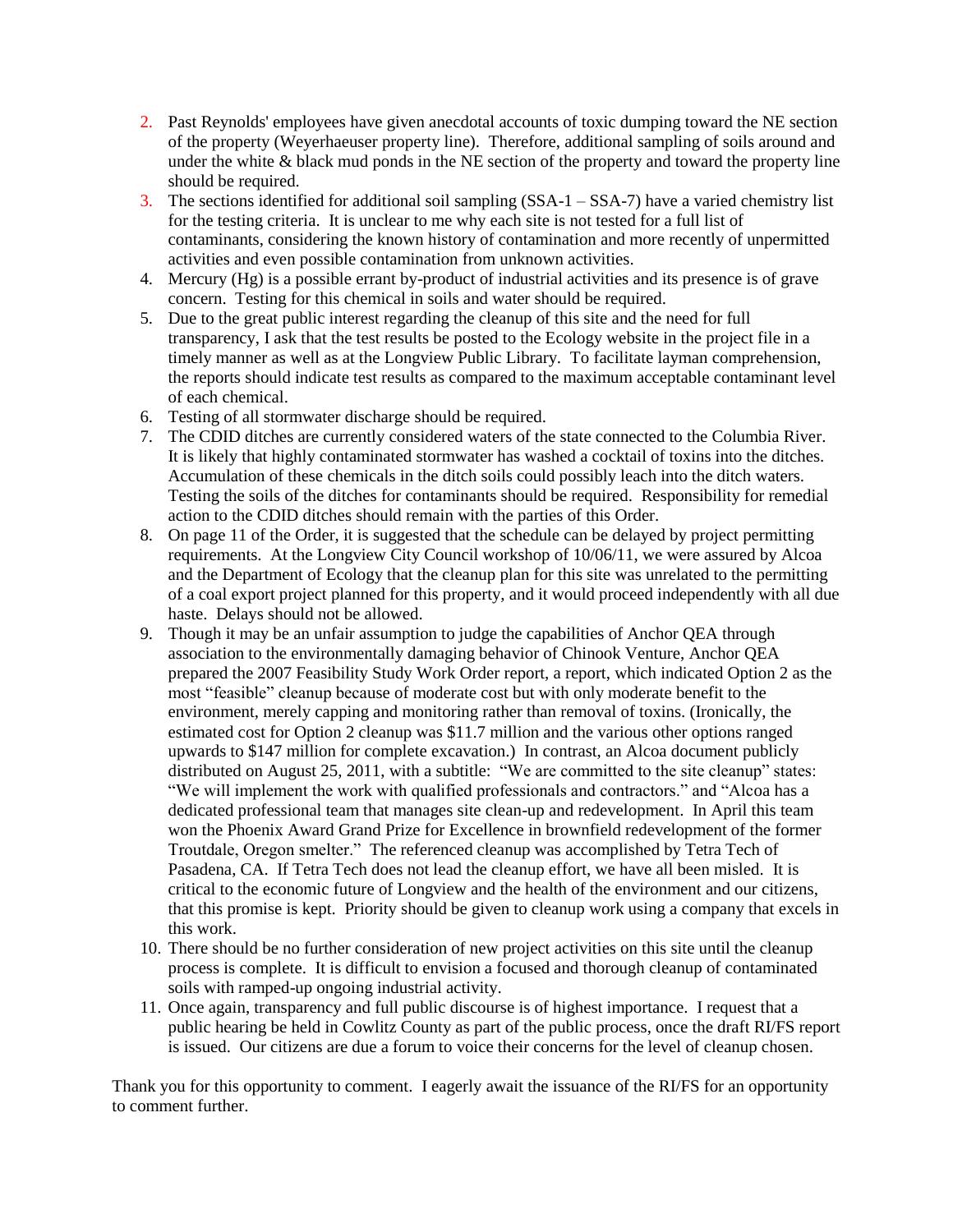2. Past Reynolds' employees have given anecdotal accounts of toxic dumping toward the NE section of the property (Weyerhaeuser property line). Therefore, additional sampling of soils around and under the white & black mud ponds in the NE section of the property and toward the property line should be required.
3. The sections identified for additional soil sampling (SSA-1 – SSA-7) have a varied chemistry list for the testing criteria. It is unclear to me why each site is not tested for a full list of contaminants, considering the known history of contamination and more recently of unpermitted activities and even possible contamination from unknown activities.
4. Mercury (Hg) is a possible errant by-product of industrial activities and its presence is of grave concern. Testing for this chemical in soils and water should be required.
5. Due to the great public interest regarding the cleanup of this site and the need for full transparency, I ask that the test results be posted to the Ecology website in the project file in a timely manner as well as at the Longview Public Library. To facilitate layman comprehension, the reports should indicate test results as compared to the maximum acceptable contaminant level of each chemical.
6. Testing of all stormwater discharge should be required.
7. The CDID ditches are currently considered waters of the state connected to the Columbia River. It is likely that highly contaminated stormwater has washed a cocktail of toxins into the ditches. Accumulation of these chemicals in the ditch soils could possibly leach into the ditch waters. Testing the soils of the ditches for contaminants should be required. Responsibility for remedial action to the CDID ditches should remain with the parties of this Order.
8. On page 11 of the Order, it is suggested that the schedule can be delayed by project permitting requirements. At the Longview City Council workshop of 10/06/11, we were assured by Alcoa and the Department of Ecology that the cleanup plan for this site was unrelated to the permitting of a coal export project planned for this property, and it would proceed independently with all due haste. Delays should not be allowed.
9. Though it may be an unfair assumption to judge the capabilities of Anchor QEA through association to the environmentally damaging behavior of Chinook Venture, Anchor QEA prepared the 2007 Feasibility Study Work Order report, a report, which indicated Option 2 as the most "feasible" cleanup because of moderate cost but with only moderate benefit to the environment, merely capping and monitoring rather than removal of toxins. (Ironically, the estimated cost for Option 2 cleanup was $11.7 million and the various other options ranged upwards to $147 million for complete excavation.) In contrast, an Alcoa document publicly distributed on August 25, 2011, with a subtitle: "We are committed to the site cleanup" states: "We will implement the work with qualified professionals and contractors." and "Alcoa has a dedicated professional team that manages site clean-up and redevelopment. In April this team won the Phoenix Award Grand Prize for Excellence in brownfield redevelopment of the former Troutdale, Oregon smelter." The referenced cleanup was accomplished by Tetra Tech of Pasadena, CA. If Tetra Tech does not lead the cleanup effort, we have all been misled. It is critical to the economic future of Longview and the health of the environment and our citizens, that this promise is kept. Priority should be given to cleanup work using a company that excels in this work.
10. There should be no further consideration of new project activities on this site until the cleanup process is complete. It is difficult to envision a focused and thorough cleanup of contaminated soils with ramped-up ongoing industrial activity.
11. Once again, transparency and full public discourse is of highest importance. I request that a public hearing be held in Cowlitz County as part of the public process, once the draft RI/FS report is issued. Our citizens are due a forum to voice their concerns for the level of cleanup chosen.

Thank you for this opportunity to comment. I eagerly await the issuance of the RI/FS for an opportunity to comment further.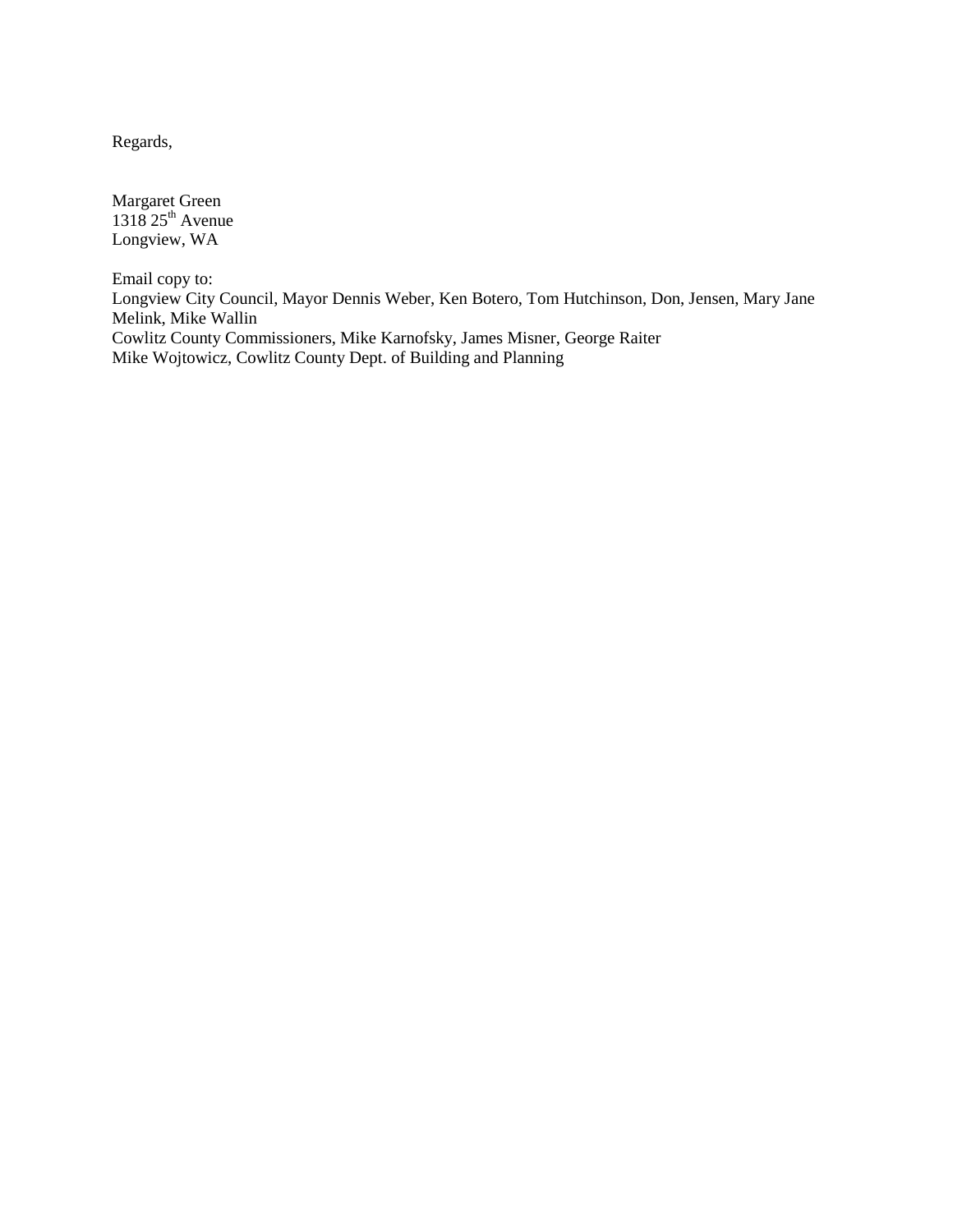Regards,

Margaret Green  
1318 25th Avenue  
Longview, WA

Email copy to:  
Longview City Council, Mayor Dennis Weber, Ken Botero, Tom Hutchinson, Don, Jensen, Mary Jane Melink, Mike Wallin  
Cowlitz County Commissioners, Mike Karnofsky, James Misner, George Raiter  
Mike Wojtowicz, Cowlitz County Dept. of Building and Planning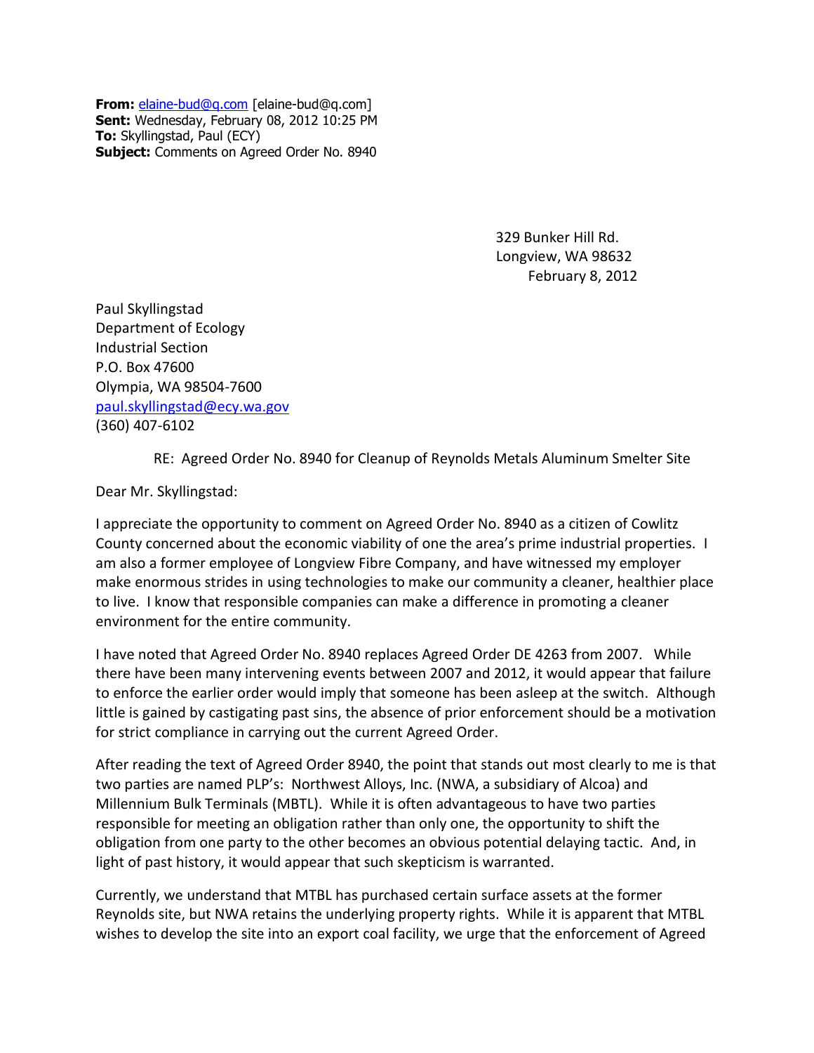**From:** elaine-bud@q.com [elaine-bud@q.com]
**Sent:** Wednesday, February 08, 2012 10:25 PM
**To:** Skyllingstad, Paul (ECY)
**Subject:** Comments on Agreed Order No. 8940

329 Bunker Hill Rd.
Longview, WA 98632
February 8, 2012

Paul Skyllingstad
Department of Ecology
Industrial Section
P.O. Box 47600
Olympia, WA 98504-7600
paul.skyllingstad@ecy.wa.gov
(360) 407-6102

RE: Agreed Order No. 8940 for Cleanup of Reynolds Metals Aluminum Smelter Site

Dear Mr. Skyllingstad:

I appreciate the opportunity to comment on Agreed Order No. 8940 as a citizen of Cowlitz County concerned about the economic viability of one the area's prime industrial properties. I am also a former employee of Longview Fibre Company, and have witnessed my employer make enormous strides in using technologies to make our community a cleaner, healthier place to live. I know that responsible companies can make a difference in promoting a cleaner environment for the entire community.

I have noted that Agreed Order No. 8940 replaces Agreed Order DE 4263 from 2007. While there have been many intervening events between 2007 and 2012, it would appear that failure to enforce the earlier order would imply that someone has been asleep at the switch. Although little is gained by castigating past sins, the absence of prior enforcement should be a motivation for strict compliance in carrying out the current Agreed Order.

After reading the text of Agreed Order 8940, the point that stands out most clearly to me is that two parties are named PLP's: Northwest Alloys, Inc. (NWA, a subsidiary of Alcoa) and Millennium Bulk Terminals (MBTL). While it is often advantageous to have two parties responsible for meeting an obligation rather than only one, the opportunity to shift the obligation from one party to the other becomes an obvious potential delaying tactic. And, in light of past history, it would appear that such skepticism is warranted.

Currently, we understand that MTBL has purchased certain surface assets at the former Reynolds site, but NWA retains the underlying property rights. While it is apparent that MTBL wishes to develop the site into an export coal facility, we urge that the enforcement of Agreed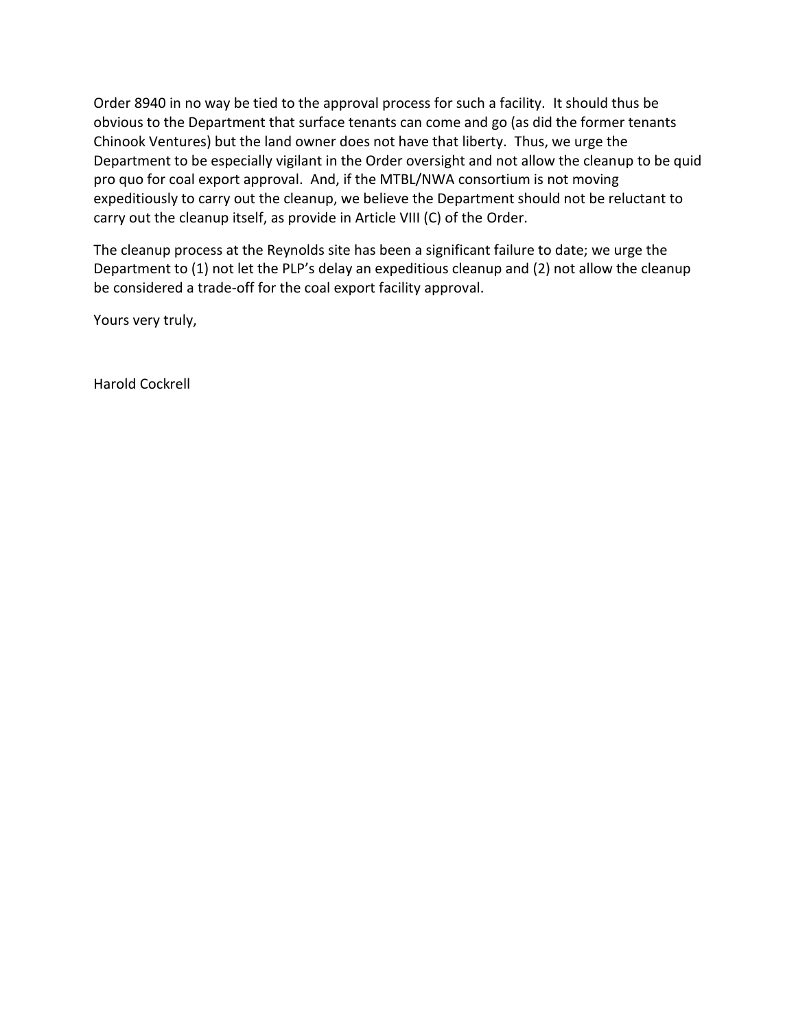Order 8940 in no way be tied to the approval process for such a facility. It should thus be obvious to the Department that surface tenants can come and go (as did the former tenants Chinook Ventures) but the land owner does not have that liberty. Thus, we urge the Department to be especially vigilant in the Order oversight and not allow the cleanup to be quid pro quo for coal export approval. And, if the MTBL/NWA consortium is not moving expeditiously to carry out the cleanup, we believe the Department should not be reluctant to carry out the cleanup itself, as provide in Article VIII (C) of the Order.

The cleanup process at the Reynolds site has been a significant failure to date; we urge the Department to (1) not let the PLP's delay an expeditious cleanup and (2) not allow the cleanup be considered a trade-off for the coal export facility approval.

Yours very truly,

Harold Cockrell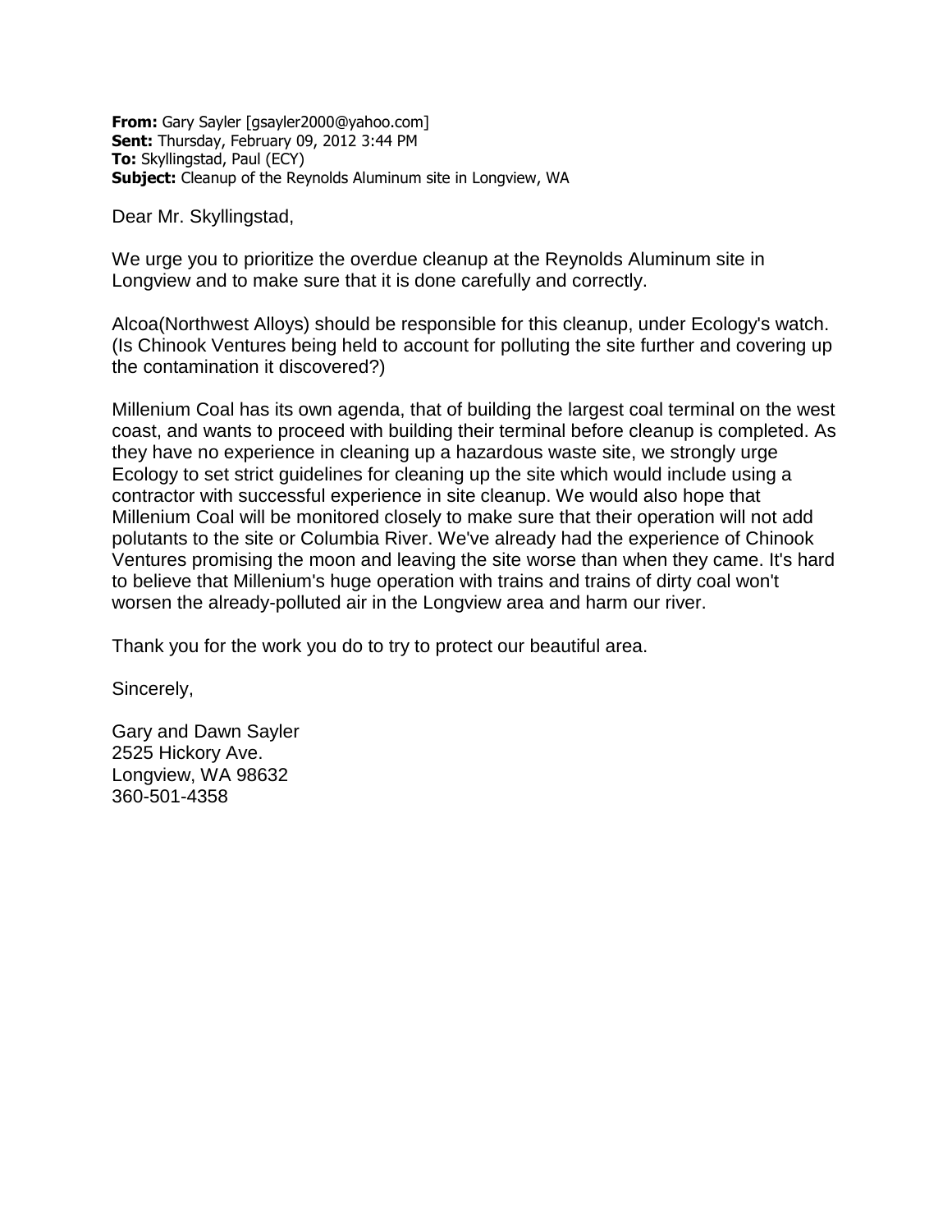**From:** Gary Sayler [gsayler2000@yahoo.com]
**Sent:** Thursday, February 09, 2012 3:44 PM
**To:** Skyllingstad, Paul (ECY)
**Subject:** Cleanup of the Reynolds Aluminum site in Longview, WA

Dear Mr. Skyllingstad,

We urge you to prioritize the overdue cleanup at the Reynolds Aluminum site in Longview and to make sure that it is done carefully and correctly.

Alcoa(Northwest Alloys) should be responsible for this cleanup, under Ecology's watch. (Is Chinook Ventures being held to account for polluting the site further and covering up the contamination it discovered?)

Millenium Coal has its own agenda, that of building the largest coal terminal on the west coast, and wants to proceed with building their terminal before cleanup is completed. As they have no experience in cleaning up a hazardous waste site, we strongly urge Ecology to set strict guidelines for cleaning up the site which would include using a contractor with successful experience in site cleanup. We would also hope that Millenium Coal will be monitored closely to make sure that their operation will not add polutants to the site or Columbia River. We've already had the experience of Chinook Ventures promising the moon and leaving the site worse than when they came. It's hard to believe that Millenium's huge operation with trains and trains of dirty coal won't worsen the already-polluted air in the Longview area and harm our river.

Thank you for the work you do to try to protect our beautiful area.

Sincerely,

Gary and Dawn Sayler
2525 Hickory Ave.
Longview, WA 98632
360-501-4358